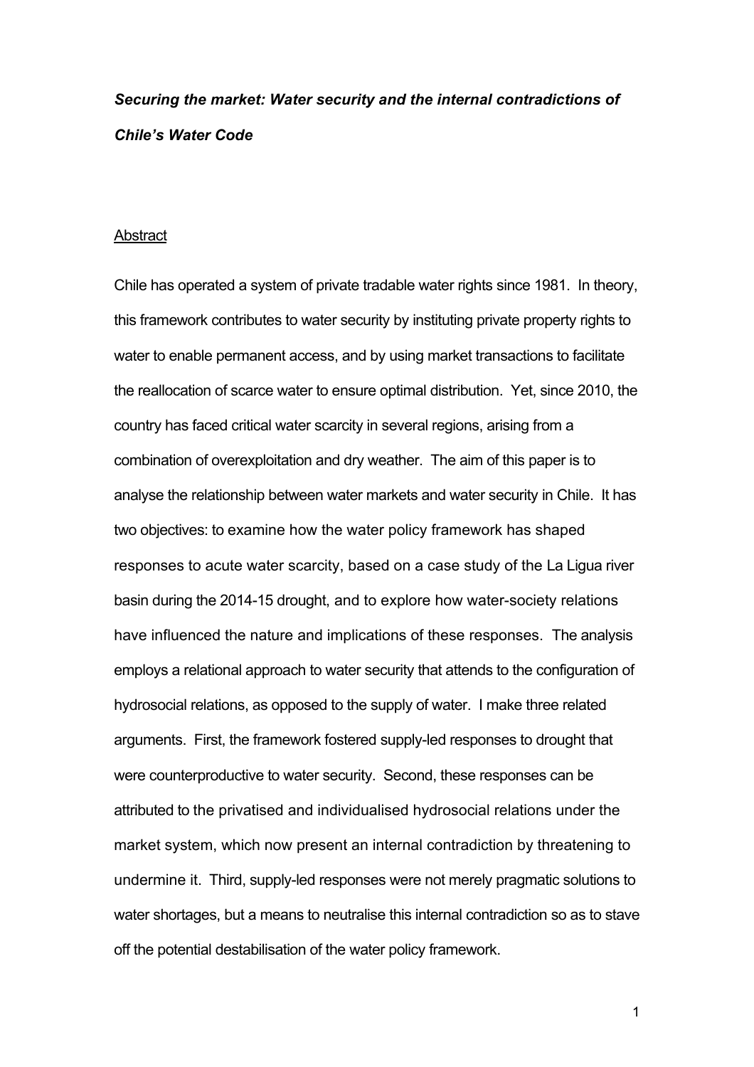***Securing the market: Water security and the internal contradictions of Chile's Water Code***

## Abstract

Chile has operated a system of private tradable water rights since 1981. In theory, this framework contributes to water security by instituting private property rights to water to enable permanent access, and by using market transactions to facilitate the reallocation of scarce water to ensure optimal distribution. Yet, since 2010, the country has faced critical water scarcity in several regions, arising from a combination of overexploitation and dry weather. The aim of this paper is to analyse the relationship between water markets and water security in Chile. It has two objectives: to examine how the water policy framework has shaped responses to acute water scarcity, based on a case study of the La Ligua river basin during the 2014-15 drought, and to explore how water-society relations have influenced the nature and implications of these responses. The analysis employs a relational approach to water security that attends to the configuration of hydrosocial relations, as opposed to the supply of water. I make three related arguments. First, the framework fostered supply-led responses to drought that were counterproductive to water security. Second, these responses can be attributed to the privatised and individualised hydrosocial relations under the market system, which now present an internal contradiction by threatening to undermine it. Third, supply-led responses were not merely pragmatic solutions to water shortages, but a means to neutralise this internal contradiction so as to stave off the potential destabilisation of the water policy framework.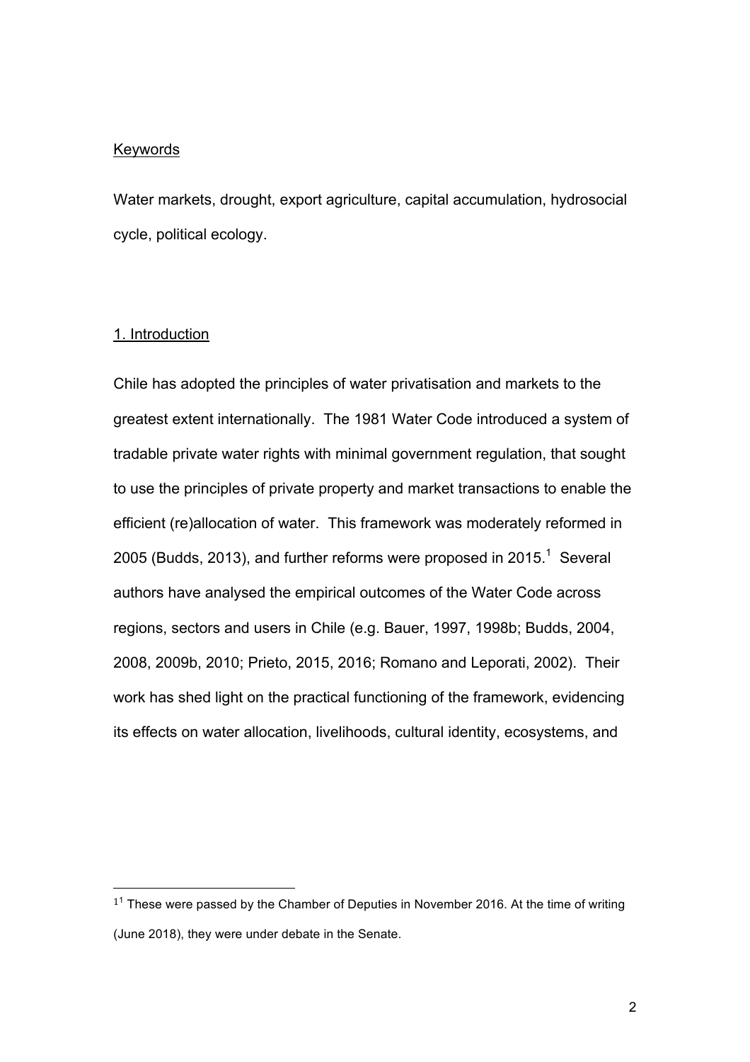Keywords

Water markets, drought, export agriculture, capital accumulation, hydrosocial cycle, political ecology.

## 1. Introduction

Chile has adopted the principles of water privatisation and markets to the greatest extent internationally. The 1981 Water Code introduced a system of tradable private water rights with minimal government regulation, that sought to use the principles of private property and market transactions to enable the efficient (re)allocation of water. This framework was moderately reformed in 2005 (Budds, 2013), and further reforms were proposed in 2015.[1] Several authors have analysed the empirical outcomes of the Water Code across regions, sectors and users in Chile (e.g. Bauer, 1997, 1998b; Budds, 2004, 2008, 2009b, 2010; Prieto, 2015, 2016; Romano and Leporati, 2002). Their work has shed light on the practical functioning of the framework, evidencing its effects on water allocation, livelihoods, cultural identity, ecosystems, and

[11] These were passed by the Chamber of Deputies in November 2016. At the time of writing (June 2018), they were under debate in the Senate.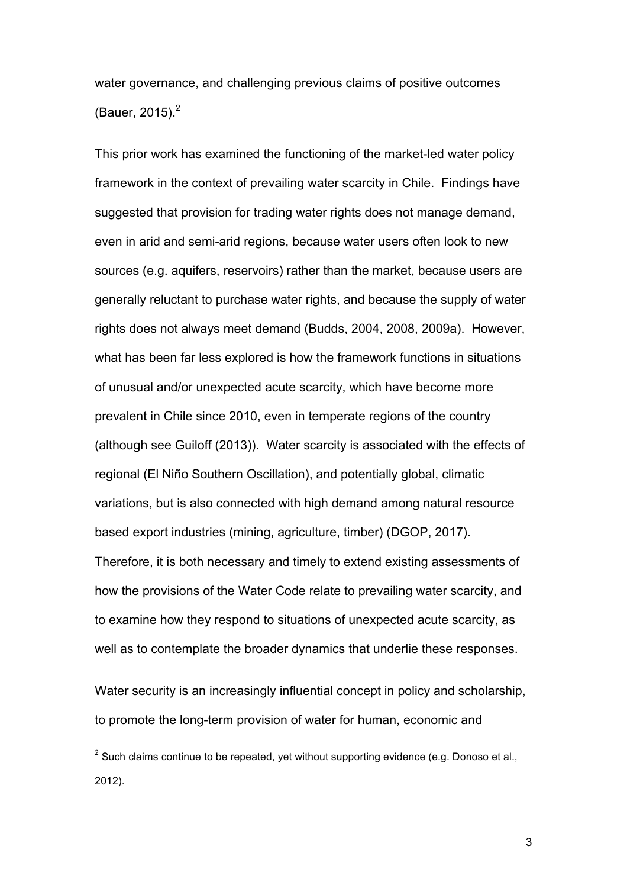water governance, and challenging previous claims of positive outcomes (Bauer, 2015).[2]

This prior work has examined the functioning of the market-led water policy framework in the context of prevailing water scarcity in Chile. Findings have suggested that provision for trading water rights does not manage demand, even in arid and semi-arid regions, because water users often look to new sources (e.g. aquifers, reservoirs) rather than the market, because users are generally reluctant to purchase water rights, and because the supply of water rights does not always meet demand (Budds, 2004, 2008, 2009a). However, what has been far less explored is how the framework functions in situations of unusual and/or unexpected acute scarcity, which have become more prevalent in Chile since 2010, even in temperate regions of the country (although see Guiloff (2013)). Water scarcity is associated with the effects of regional (El Niño Southern Oscillation), and potentially global, climatic variations, but is also connected with high demand among natural resource based export industries (mining, agriculture, timber) (DGOP, 2017). Therefore, it is both necessary and timely to extend existing assessments of how the provisions of the Water Code relate to prevailing water scarcity, and to examine how they respond to situations of unexpected acute scarcity, as well as to contemplate the broader dynamics that underlie these responses.

Water security is an increasingly influential concept in policy and scholarship, to promote the long-term provision of water for human, economic and

[2] Such claims continue to be repeated, yet without supporting evidence (e.g. Donoso et al., 2012).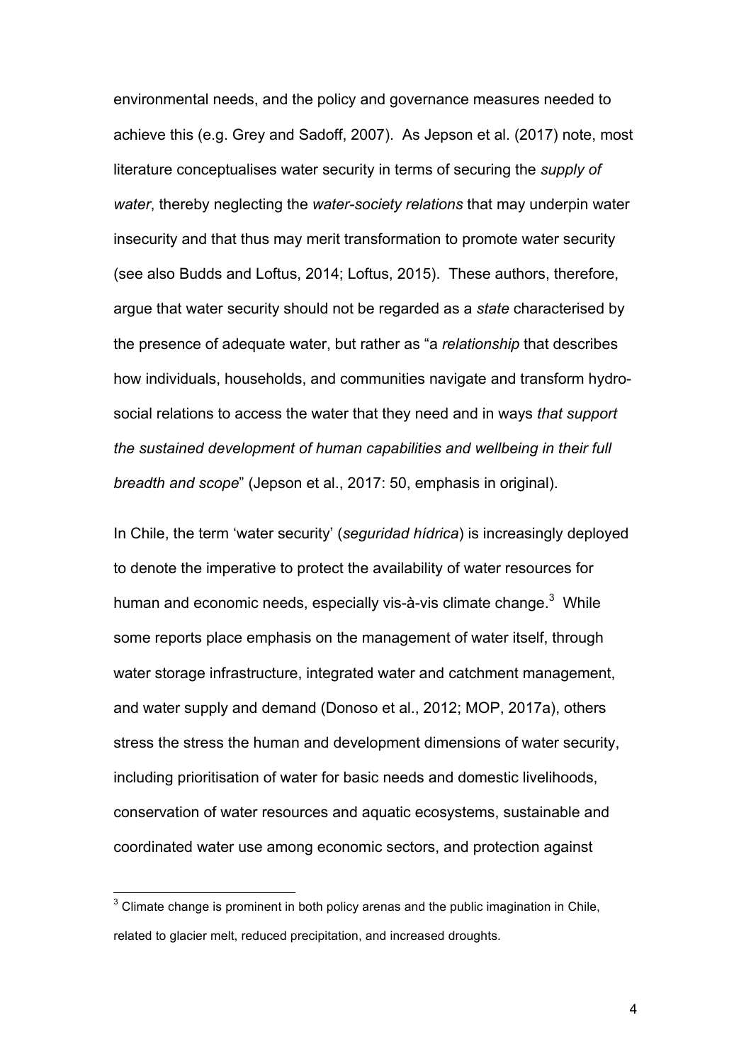environmental needs, and the policy and governance measures needed to achieve this (e.g. Grey and Sadoff, 2007). As Jepson et al. (2017) note, most literature conceptualises water security in terms of securing the *supply of water*, thereby neglecting the *water-society relations* that may underpin water insecurity and that thus may merit transformation to promote water security (see also Budds and Loftus, 2014; Loftus, 2015). These authors, therefore, argue that water security should not be regarded as a *state* characterised by the presence of adequate water, but rather as "a *relationship* that describes how individuals, households, and communities navigate and transform hydro-social relations to access the water that they need and in ways *that support the sustained development of human capabilities and wellbeing in their full breadth and scope*" (Jepson et al., 2017: 50, emphasis in original).

In Chile, the term 'water security' (*seguridad hídrica*) is increasingly deployed to denote the imperative to protect the availability of water resources for human and economic needs, especially vis-à-vis climate change.[3] While some reports place emphasis on the management of water itself, through water storage infrastructure, integrated water and catchment management, and water supply and demand (Donoso et al., 2012; MOP, 2017a), others stress the stress the human and development dimensions of water security, including prioritisation of water for basic needs and domestic livelihoods, conservation of water resources and aquatic ecosystems, sustainable and coordinated water use among economic sectors, and protection against

[3] Climate change is prominent in both policy arenas and the public imagination in Chile, related to glacier melt, reduced precipitation, and increased droughts.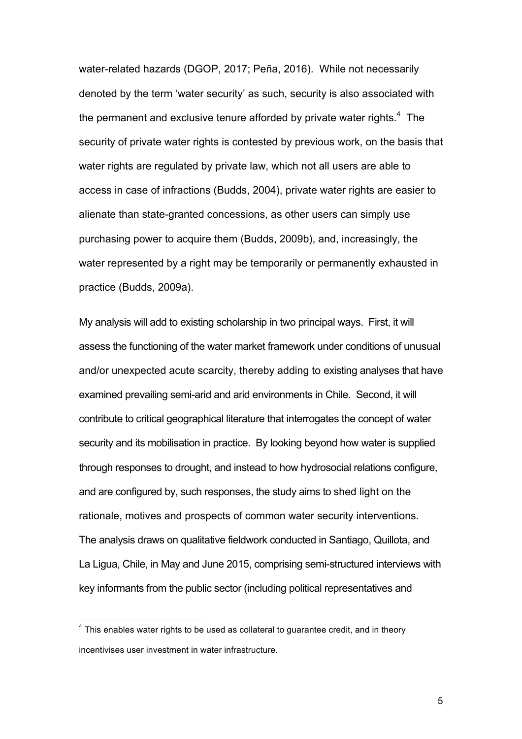water-related hazards (DGOP, 2017; Peña, 2016). While not necessarily denoted by the term 'water security' as such, security is also associated with the permanent and exclusive tenure afforded by private water rights.[4] The security of private water rights is contested by previous work, on the basis that water rights are regulated by private law, which not all users are able to access in case of infractions (Budds, 2004), private water rights are easier to alienate than state-granted concessions, as other users can simply use purchasing power to acquire them (Budds, 2009b), and, increasingly, the water represented by a right may be temporarily or permanently exhausted in practice (Budds, 2009a).

My analysis will add to existing scholarship in two principal ways. First, it will assess the functioning of the water market framework under conditions of unusual and/or unexpected acute scarcity, thereby adding to existing analyses that have examined prevailing semi-arid and arid environments in Chile. Second, it will contribute to critical geographical literature that interrogates the concept of water security and its mobilisation in practice. By looking beyond how water is supplied through responses to drought, and instead to how hydrosocial relations configure, and are configured by, such responses, the study aims to shed light on the rationale, motives and prospects of common water security interventions. The analysis draws on qualitative fieldwork conducted in Santiago, Quillota, and La Ligua, Chile, in May and June 2015, comprising semi-structured interviews with key informants from the public sector (including political representatives and

[4] This enables water rights to be used as collateral to guarantee credit, and in theory incentivises user investment in water infrastructure.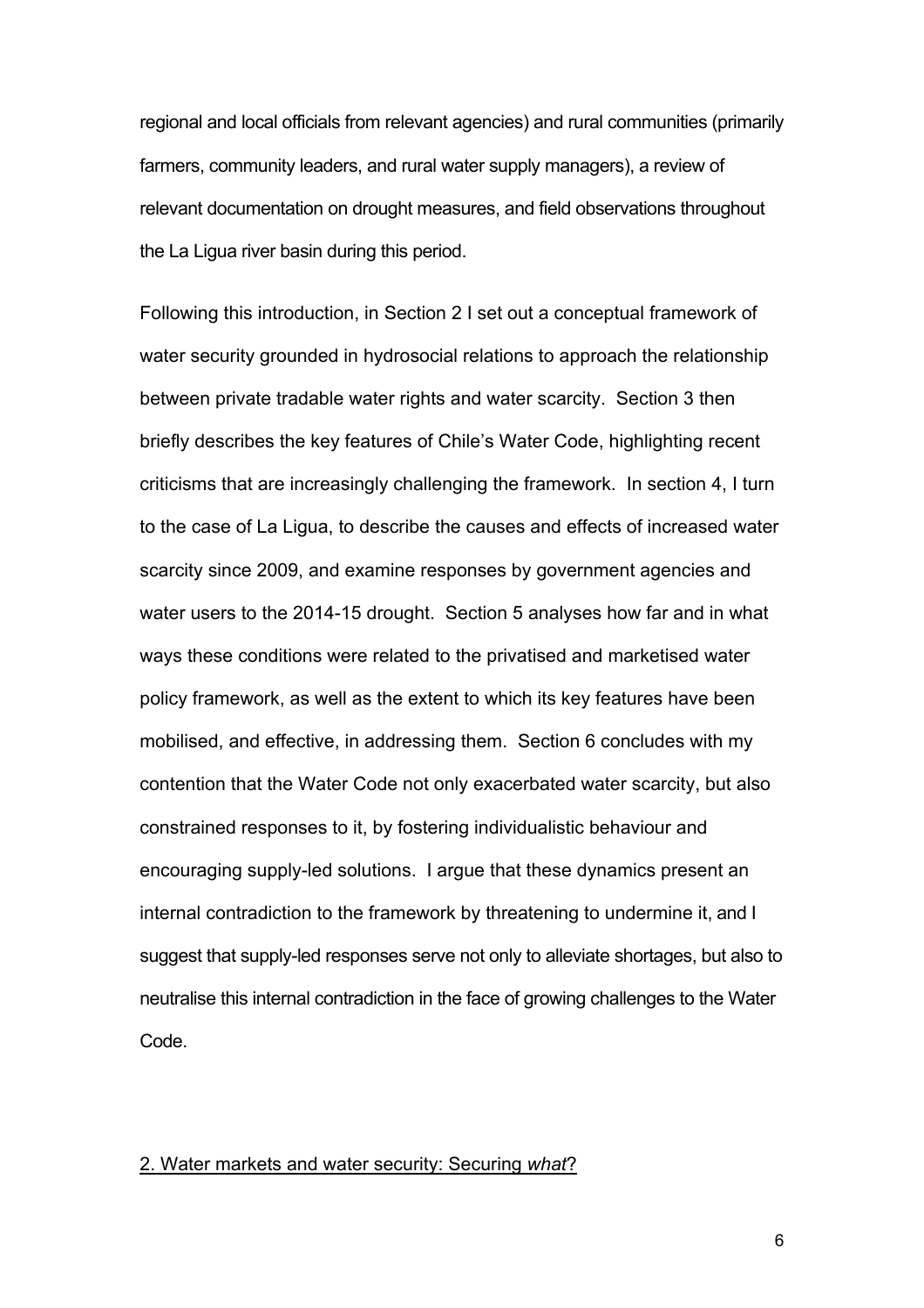regional and local officials from relevant agencies) and rural communities (primarily farmers, community leaders, and rural water supply managers), a review of relevant documentation on drought measures, and field observations throughout the La Ligua river basin during this period.

Following this introduction, in Section 2 I set out a conceptual framework of water security grounded in hydrosocial relations to approach the relationship between private tradable water rights and water scarcity. Section 3 then briefly describes the key features of Chile's Water Code, highlighting recent criticisms that are increasingly challenging the framework. In section 4, I turn to the case of La Ligua, to describe the causes and effects of increased water scarcity since 2009, and examine responses by government agencies and water users to the 2014-15 drought. Section 5 analyses how far and in what ways these conditions were related to the privatised and marketised water policy framework, as well as the extent to which its key features have been mobilised, and effective, in addressing them. Section 6 concludes with my contention that the Water Code not only exacerbated water scarcity, but also constrained responses to it, by fostering individualistic behaviour and encouraging supply-led solutions. I argue that these dynamics present an internal contradiction to the framework by threatening to undermine it, and I suggest that supply-led responses serve not only to alleviate shortages, but also to neutralise this internal contradiction in the face of growing challenges to the Water Code.

## 2. Water markets and water security: Securing *what*?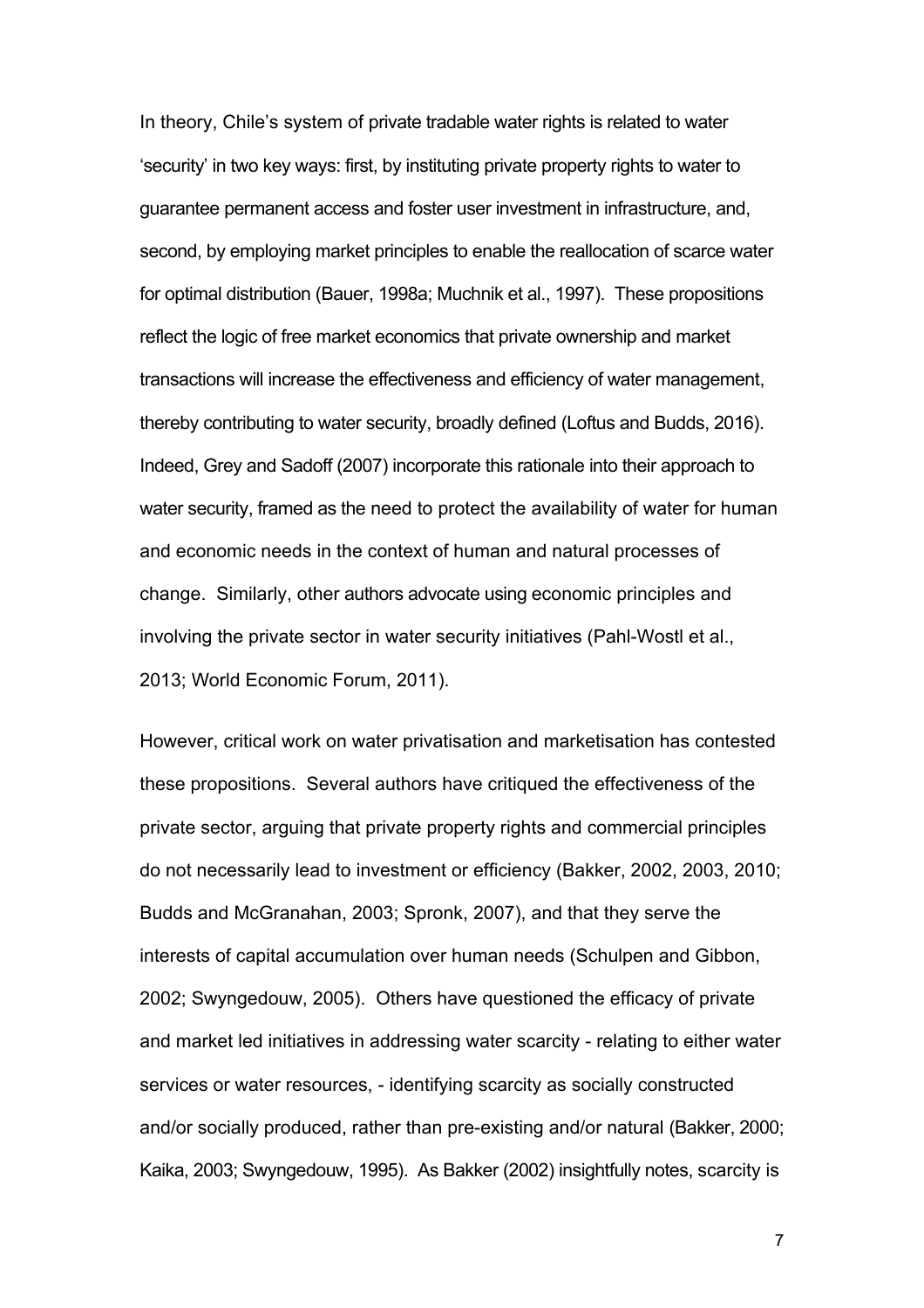In theory, Chile's system of private tradable water rights is related to water 'security' in two key ways: first, by instituting private property rights to water to guarantee permanent access and foster user investment in infrastructure, and, second, by employing market principles to enable the reallocation of scarce water for optimal distribution (Bauer, 1998a; Muchnik et al., 1997). These propositions reflect the logic of free market economics that private ownership and market transactions will increase the effectiveness and efficiency of water management, thereby contributing to water security, broadly defined (Loftus and Budds, 2016). Indeed, Grey and Sadoff (2007) incorporate this rationale into their approach to water security, framed as the need to protect the availability of water for human and economic needs in the context of human and natural processes of change. Similarly, other authors advocate using economic principles and involving the private sector in water security initiatives (Pahl-Wostl et al., 2013; World Economic Forum, 2011).

However, critical work on water privatisation and marketisation has contested these propositions. Several authors have critiqued the effectiveness of the private sector, arguing that private property rights and commercial principles do not necessarily lead to investment or efficiency (Bakker, 2002, 2003, 2010; Budds and McGranahan, 2003; Spronk, 2007), and that they serve the interests of capital accumulation over human needs (Schulpen and Gibbon, 2002; Swyngedouw, 2005). Others have questioned the efficacy of private and market led initiatives in addressing water scarcity - relating to either water services or water resources, - identifying scarcity as socially constructed and/or socially produced, rather than pre-existing and/or natural (Bakker, 2000; Kaika, 2003; Swyngedouw, 1995). As Bakker (2002) insightfully notes, scarcity is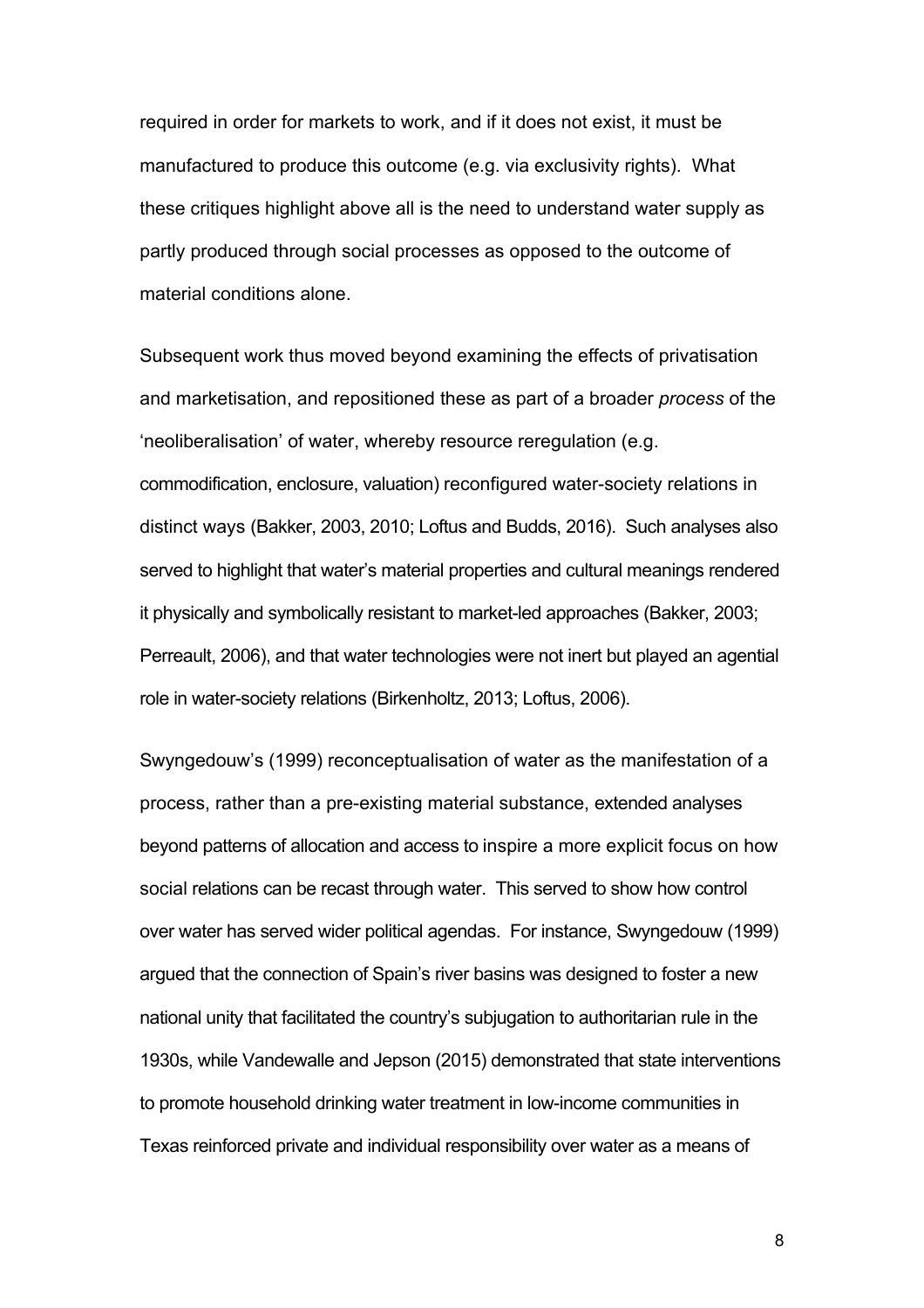required in order for markets to work, and if it does not exist, it must be manufactured to produce this outcome (e.g. via exclusivity rights). What these critiques highlight above all is the need to understand water supply as partly produced through social processes as opposed to the outcome of material conditions alone.

Subsequent work thus moved beyond examining the effects of privatisation and marketisation, and repositioned these as part of a broader *process* of the 'neoliberalisation' of water, whereby resource reregulation (e.g. commodification, enclosure, valuation) reconfigured water-society relations in distinct ways (Bakker, 2003, 2010; Loftus and Budds, 2016). Such analyses also served to highlight that water's material properties and cultural meanings rendered it physically and symbolically resistant to market-led approaches (Bakker, 2003; Perreault, 2006), and that water technologies were not inert but played an agential role in water-society relations (Birkenholtz, 2013; Loftus, 2006).

Swyngedouw's (1999) reconceptualisation of water as the manifestation of a process, rather than a pre-existing material substance, extended analyses beyond patterns of allocation and access to inspire a more explicit focus on how social relations can be recast through water. This served to show how control over water has served wider political agendas. For instance, Swyngedouw (1999) argued that the connection of Spain's river basins was designed to foster a new national unity that facilitated the country's subjugation to authoritarian rule in the 1930s, while Vandewalle and Jepson (2015) demonstrated that state interventions to promote household drinking water treatment in low-income communities in Texas reinforced private and individual responsibility over water as a means of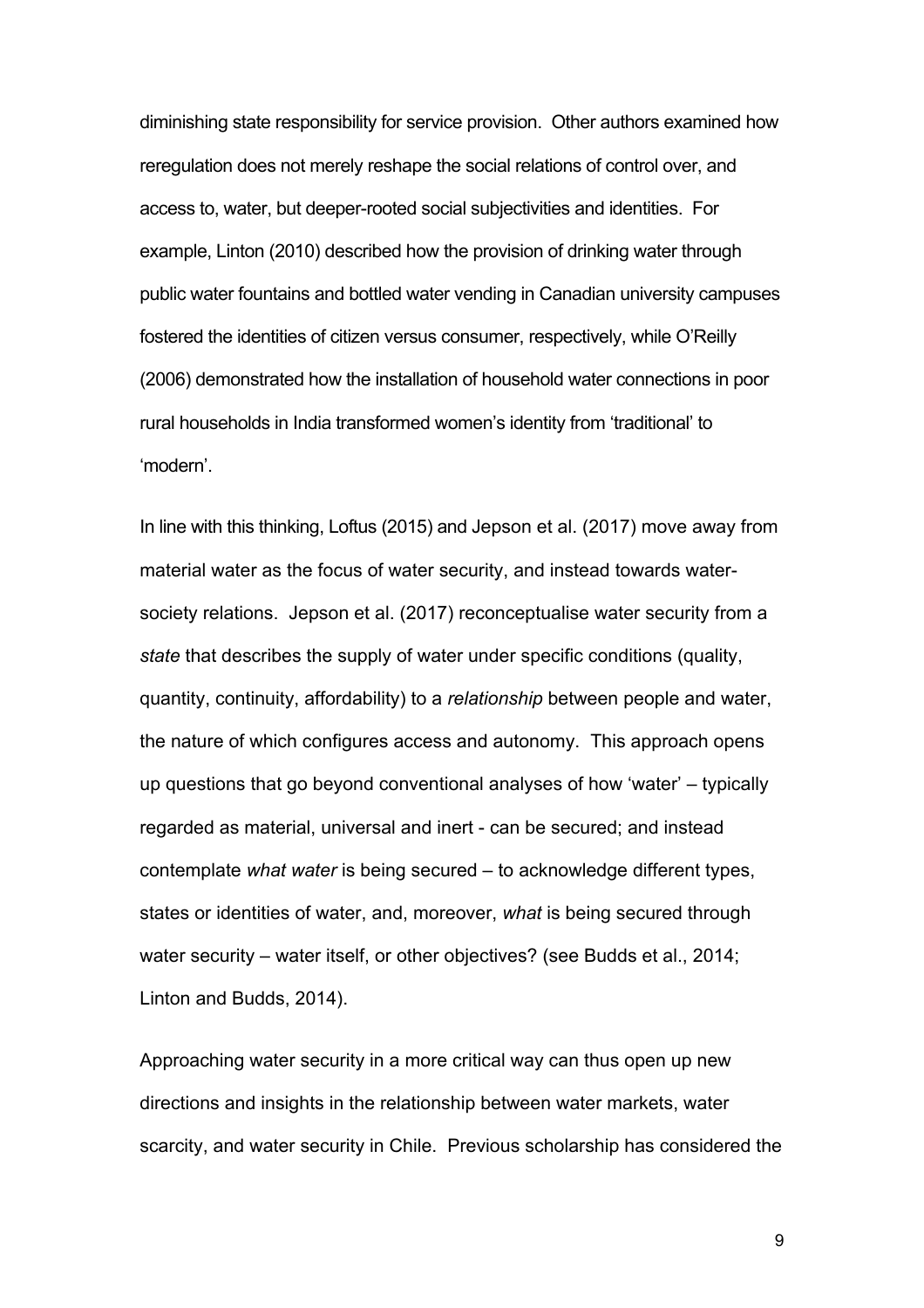diminishing state responsibility for service provision. Other authors examined how reregulation does not merely reshape the social relations of control over, and access to, water, but deeper-rooted social subjectivities and identities. For example, Linton (2010) described how the provision of drinking water through public water fountains and bottled water vending in Canadian university campuses fostered the identities of citizen versus consumer, respectively, while O'Reilly (2006) demonstrated how the installation of household water connections in poor rural households in India transformed women's identity from 'traditional' to 'modern'.

In line with this thinking, Loftus (2015) and Jepson et al. (2017) move away from material water as the focus of water security, and instead towards water-society relations. Jepson et al. (2017) reconceptualise water security from a *state* that describes the supply of water under specific conditions (quality, quantity, continuity, affordability) to a *relationship* between people and water, the nature of which configures access and autonomy. This approach opens up questions that go beyond conventional analyses of how 'water' – typically regarded as material, universal and inert - can be secured; and instead contemplate *what water* is being secured – to acknowledge different types, states or identities of water, and, moreover, *what* is being secured through water security – water itself, or other objectives? (see Budds et al., 2014; Linton and Budds, 2014).

Approaching water security in a more critical way can thus open up new directions and insights in the relationship between water markets, water scarcity, and water security in Chile. Previous scholarship has considered the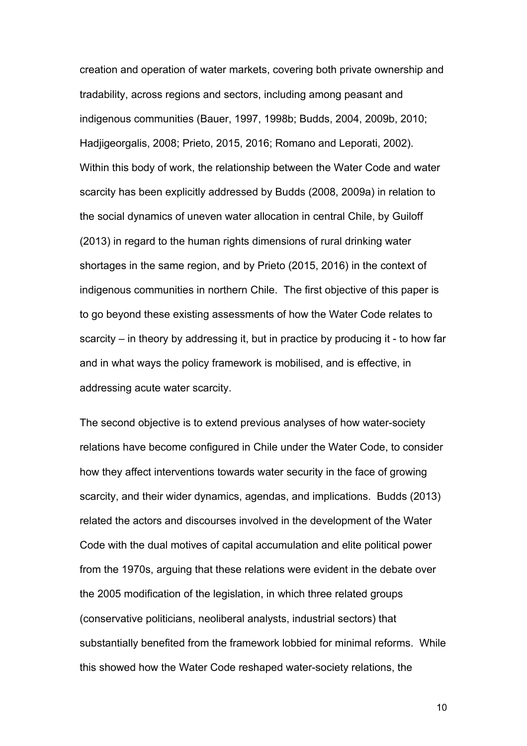creation and operation of water markets, covering both private ownership and tradability, across regions and sectors, including among peasant and indigenous communities (Bauer, 1997, 1998b; Budds, 2004, 2009b, 2010; Hadjigeorgalis, 2008; Prieto, 2015, 2016; Romano and Leporati, 2002). Within this body of work, the relationship between the Water Code and water scarcity has been explicitly addressed by Budds (2008, 2009a) in relation to the social dynamics of uneven water allocation in central Chile, by Guiloff (2013) in regard to the human rights dimensions of rural drinking water shortages in the same region, and by Prieto (2015, 2016) in the context of indigenous communities in northern Chile. The first objective of this paper is to go beyond these existing assessments of how the Water Code relates to scarcity – in theory by addressing it, but in practice by producing it - to how far and in what ways the policy framework is mobilised, and is effective, in addressing acute water scarcity.

The second objective is to extend previous analyses of how water-society relations have become configured in Chile under the Water Code, to consider how they affect interventions towards water security in the face of growing scarcity, and their wider dynamics, agendas, and implications. Budds (2013) related the actors and discourses involved in the development of the Water Code with the dual motives of capital accumulation and elite political power from the 1970s, arguing that these relations were evident in the debate over the 2005 modification of the legislation, in which three related groups (conservative politicians, neoliberal analysts, industrial sectors) that substantially benefited from the framework lobbied for minimal reforms. While this showed how the Water Code reshaped water-society relations, the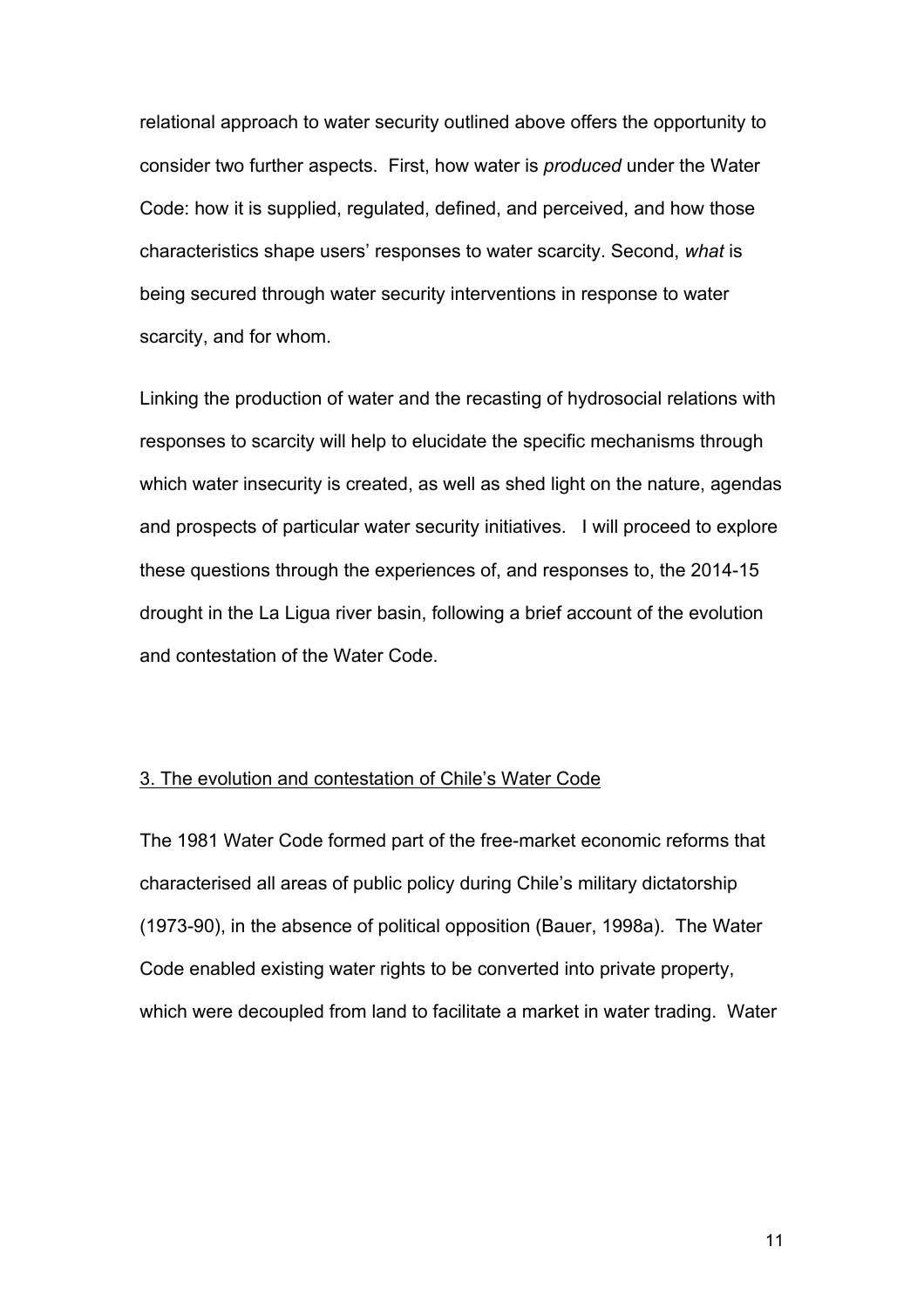relational approach to water security outlined above offers the opportunity to consider two further aspects. First, how water is *produced* under the Water Code: how it is supplied, regulated, defined, and perceived, and how those characteristics shape users' responses to water scarcity. Second, *what* is being secured through water security interventions in response to water scarcity, and for whom.

Linking the production of water and the recasting of hydrosocial relations with responses to scarcity will help to elucidate the specific mechanisms through which water insecurity is created, as well as shed light on the nature, agendas and prospects of particular water security initiatives. I will proceed to explore these questions through the experiences of, and responses to, the 2014-15 drought in the La Ligua river basin, following a brief account of the evolution and contestation of the Water Code.

## 3. The evolution and contestation of Chile's Water Code

The 1981 Water Code formed part of the free-market economic reforms that characterised all areas of public policy during Chile's military dictatorship (1973-90), in the absence of political opposition (Bauer, 1998a). The Water Code enabled existing water rights to be converted into private property, which were decoupled from land to facilitate a market in water trading. Water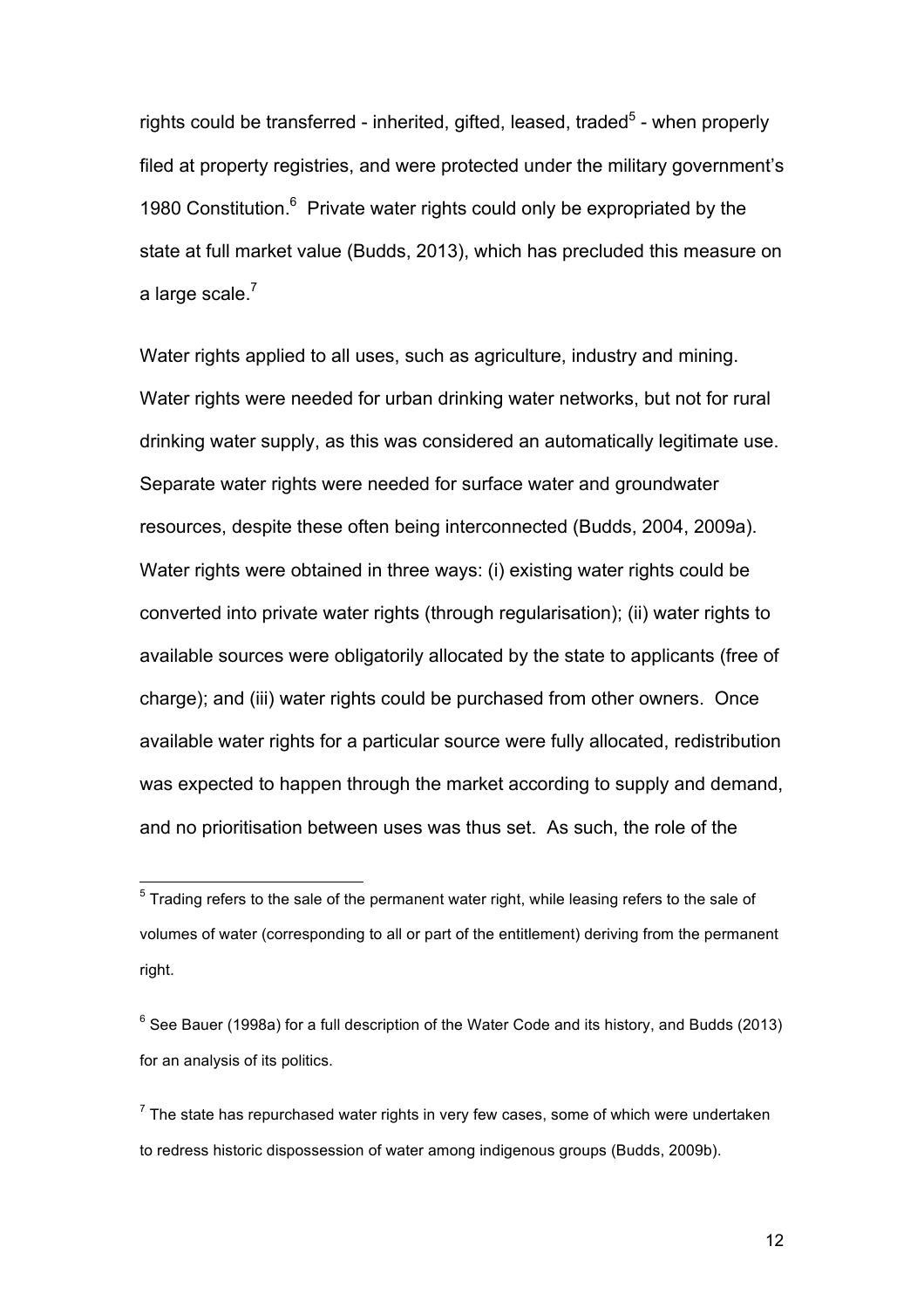rights could be transferred - inherited, gifted, leased, traded[5] - when properly filed at property registries, and were protected under the military government's 1980 Constitution.[6] Private water rights could only be expropriated by the state at full market value (Budds, 2013), which has precluded this measure on a large scale.[7]

Water rights applied to all uses, such as agriculture, industry and mining. Water rights were needed for urban drinking water networks, but not for rural drinking water supply, as this was considered an automatically legitimate use. Separate water rights were needed for surface water and groundwater resources, despite these often being interconnected (Budds, 2004, 2009a). Water rights were obtained in three ways: (i) existing water rights could be converted into private water rights (through regularisation); (ii) water rights to available sources were obligatorily allocated by the state to applicants (free of charge); and (iii) water rights could be purchased from other owners. Once available water rights for a particular source were fully allocated, redistribution was expected to happen through the market according to supply and demand, and no prioritisation between uses was thus set. As such, the role of the

---

[5] Trading refers to the sale of the permanent water right, while leasing refers to the sale of volumes of water (corresponding to all or part of the entitlement) deriving from the permanent right.

[6] See Bauer (1998a) for a full description of the Water Code and its history, and Budds (2013) for an analysis of its politics.

[7] The state has repurchased water rights in very few cases, some of which were undertaken to redress historic dispossession of water among indigenous groups (Budds, 2009b).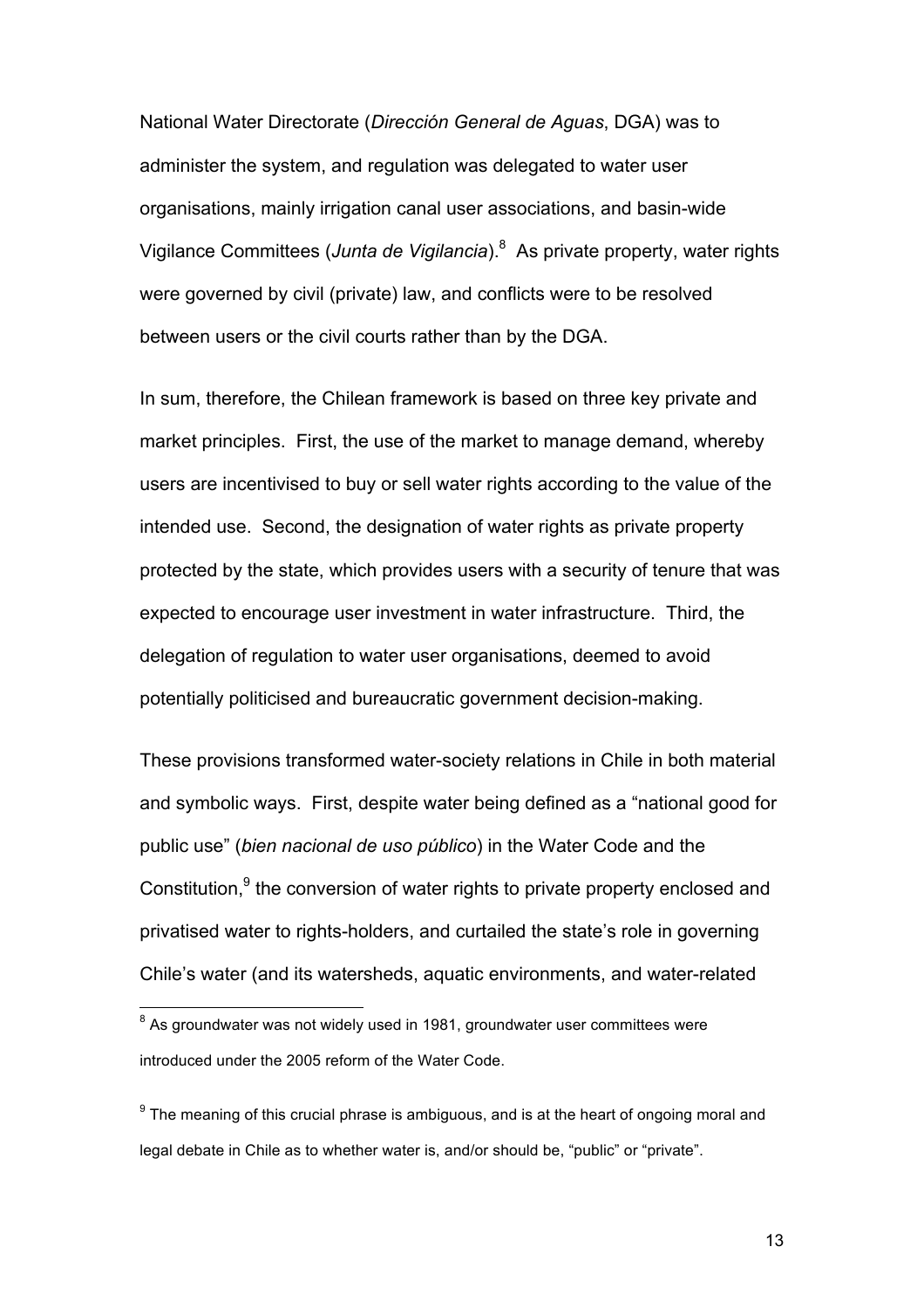National Water Directorate (*Dirección General de Aguas*, DGA) was to administer the system, and regulation was delegated to water user organisations, mainly irrigation canal user associations, and basin-wide Vigilance Committees (*Junta de Vigilancia*).[8] As private property, water rights were governed by civil (private) law, and conflicts were to be resolved between users or the civil courts rather than by the DGA.

In sum, therefore, the Chilean framework is based on three key private and market principles. First, the use of the market to manage demand, whereby users are incentivised to buy or sell water rights according to the value of the intended use. Second, the designation of water rights as private property protected by the state, which provides users with a security of tenure that was expected to encourage user investment in water infrastructure. Third, the delegation of regulation to water user organisations, deemed to avoid potentially politicised and bureaucratic government decision-making.

These provisions transformed water-society relations in Chile in both material and symbolic ways. First, despite water being defined as a "national good for public use" (*bien nacional de uso público*) in the Water Code and the Constitution,[9] the conversion of water rights to private property enclosed and privatised water to rights-holders, and curtailed the state's role in governing Chile's water (and its watersheds, aquatic environments, and water-related

---

[8] As groundwater was not widely used in 1981, groundwater user committees were introduced under the 2005 reform of the Water Code.

[9] The meaning of this crucial phrase is ambiguous, and is at the heart of ongoing moral and legal debate in Chile as to whether water is, and/or should be, "public" or "private".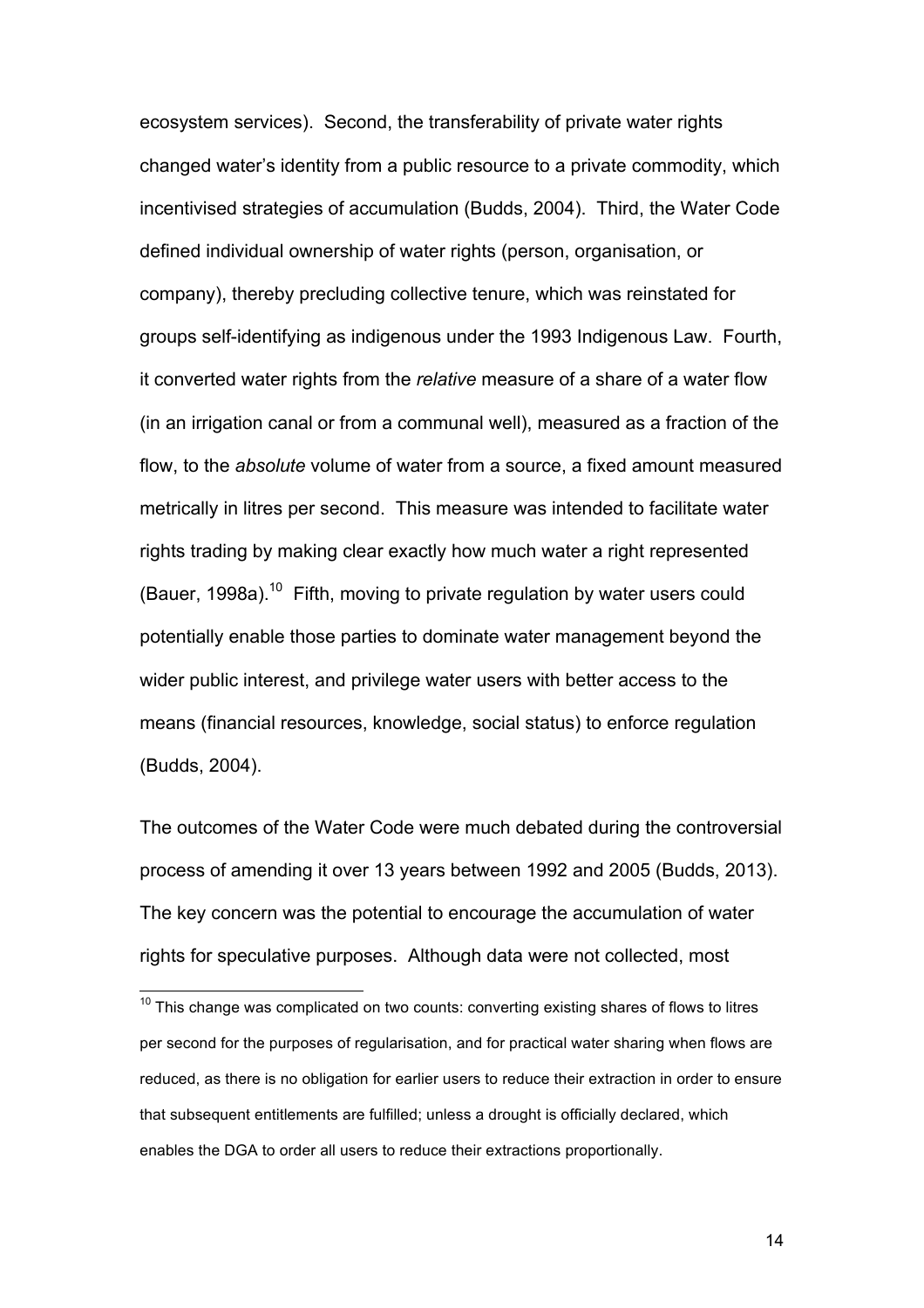ecosystem services). Second, the transferability of private water rights changed water's identity from a public resource to a private commodity, which incentivised strategies of accumulation (Budds, 2004). Third, the Water Code defined individual ownership of water rights (person, organisation, or company), thereby precluding collective tenure, which was reinstated for groups self-identifying as indigenous under the 1993 Indigenous Law. Fourth, it converted water rights from the *relative* measure of a share of a water flow (in an irrigation canal or from a communal well), measured as a fraction of the flow, to the *absolute* volume of water from a source, a fixed amount measured metrically in litres per second. This measure was intended to facilitate water rights trading by making clear exactly how much water a right represented (Bauer, 1998a).[10] Fifth, moving to private regulation by water users could potentially enable those parties to dominate water management beyond the wider public interest, and privilege water users with better access to the means (financial resources, knowledge, social status) to enforce regulation (Budds, 2004).

The outcomes of the Water Code were much debated during the controversial process of amending it over 13 years between 1992 and 2005 (Budds, 2013). The key concern was the potential to encourage the accumulation of water rights for speculative purposes. Although data were not collected, most

[10] This change was complicated on two counts: converting existing shares of flows to litres per second for the purposes of regularisation, and for practical water sharing when flows are reduced, as there is no obligation for earlier users to reduce their extraction in order to ensure that subsequent entitlements are fulfilled; unless a drought is officially declared, which enables the DGA to order all users to reduce their extractions proportionally.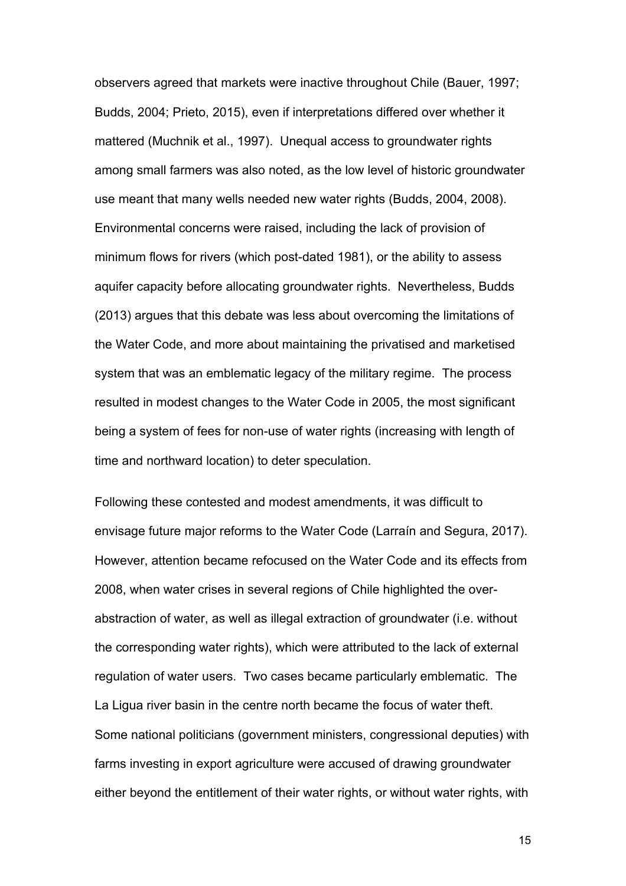observers agreed that markets were inactive throughout Chile (Bauer, 1997; Budds, 2004; Prieto, 2015), even if interpretations differed over whether it mattered (Muchnik et al., 1997). Unequal access to groundwater rights among small farmers was also noted, as the low level of historic groundwater use meant that many wells needed new water rights (Budds, 2004, 2008). Environmental concerns were raised, including the lack of provision of minimum flows for rivers (which post-dated 1981), or the ability to assess aquifer capacity before allocating groundwater rights. Nevertheless, Budds (2013) argues that this debate was less about overcoming the limitations of the Water Code, and more about maintaining the privatised and marketised system that was an emblematic legacy of the military regime. The process resulted in modest changes to the Water Code in 2005, the most significant being a system of fees for non-use of water rights (increasing with length of time and northward location) to deter speculation.

Following these contested and modest amendments, it was difficult to envisage future major reforms to the Water Code (Larraín and Segura, 2017). However, attention became refocused on the Water Code and its effects from 2008, when water crises in several regions of Chile highlighted the over-abstraction of water, as well as illegal extraction of groundwater (i.e. without the corresponding water rights), which were attributed to the lack of external regulation of water users. Two cases became particularly emblematic. The La Ligua river basin in the centre north became the focus of water theft. Some national politicians (government ministers, congressional deputies) with farms investing in export agriculture were accused of drawing groundwater either beyond the entitlement of their water rights, or without water rights, with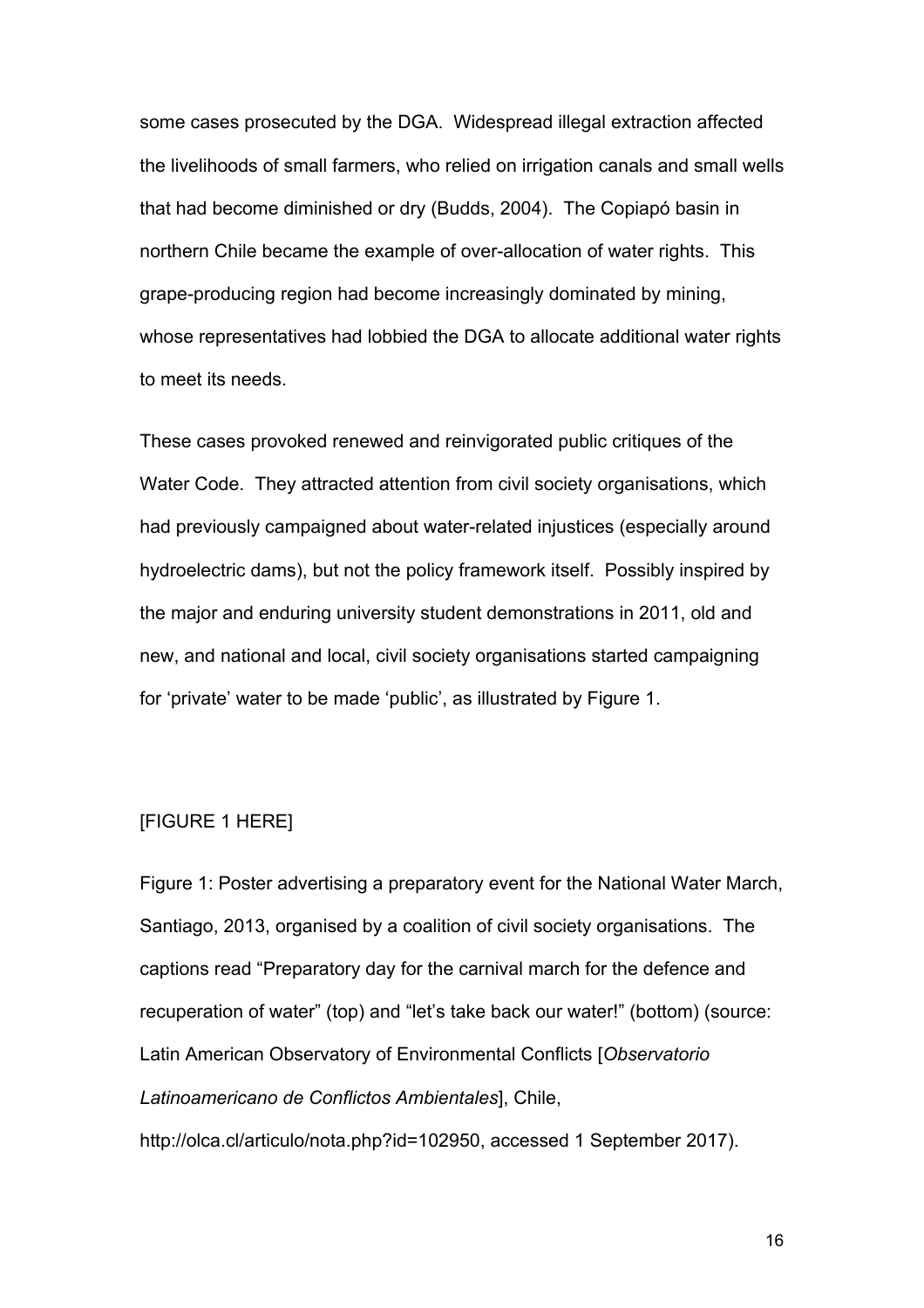some cases prosecuted by the DGA. Widespread illegal extraction affected the livelihoods of small farmers, who relied on irrigation canals and small wells that had become diminished or dry (Budds, 2004). The Copiapó basin in northern Chile became the example of over-allocation of water rights. This grape-producing region had become increasingly dominated by mining, whose representatives had lobbied the DGA to allocate additional water rights to meet its needs.

These cases provoked renewed and reinvigorated public critiques of the Water Code. They attracted attention from civil society organisations, which had previously campaigned about water-related injustices (especially around hydroelectric dams), but not the policy framework itself. Possibly inspired by the major and enduring university student demonstrations in 2011, old and new, and national and local, civil society organisations started campaigning for 'private' water to be made 'public', as illustrated by Figure 1.

[FIGURE 1 HERE]

Figure 1: Poster advertising a preparatory event for the National Water March, Santiago, 2013, organised by a coalition of civil society organisations. The captions read "Preparatory day for the carnival march for the defence and recuperation of water" (top) and "let's take back our water!" (bottom) (source: Latin American Observatory of Environmental Conflicts [*Observatorio Latinoamericano de Conflictos Ambientales*], Chile, http://olca.cl/articulo/nota.php?id=102950, accessed 1 September 2017).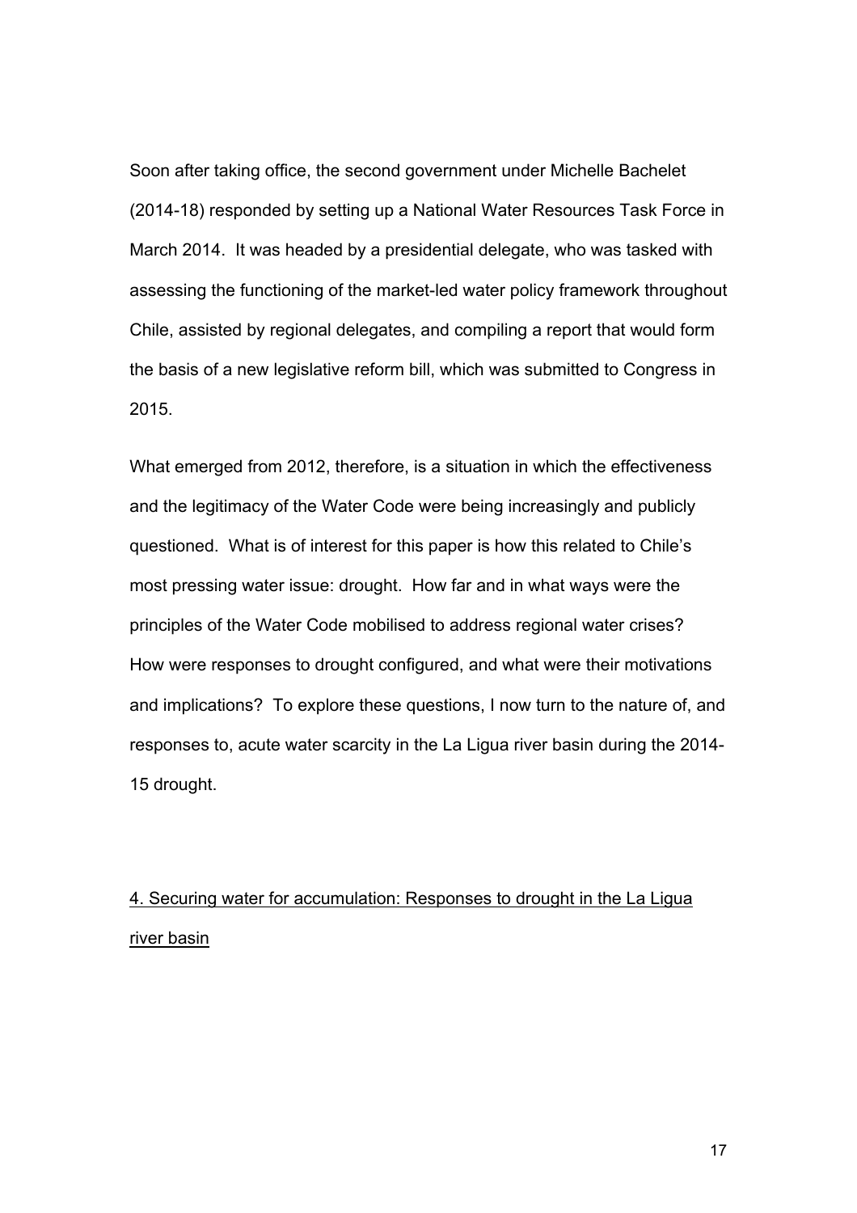Soon after taking office, the second government under Michelle Bachelet (2014-18) responded by setting up a National Water Resources Task Force in March 2014. It was headed by a presidential delegate, who was tasked with assessing the functioning of the market-led water policy framework throughout Chile, assisted by regional delegates, and compiling a report that would form the basis of a new legislative reform bill, which was submitted to Congress in 2015.

What emerged from 2012, therefore, is a situation in which the effectiveness and the legitimacy of the Water Code were being increasingly and publicly questioned. What is of interest for this paper is how this related to Chile's most pressing water issue: drought. How far and in what ways were the principles of the Water Code mobilised to address regional water crises? How were responses to drought configured, and what were their motivations and implications? To explore these questions, I now turn to the nature of, and responses to, acute water scarcity in the La Ligua river basin during the 2014-15 drought.

## 4. Securing water for accumulation: Responses to drought in the La Ligua river basin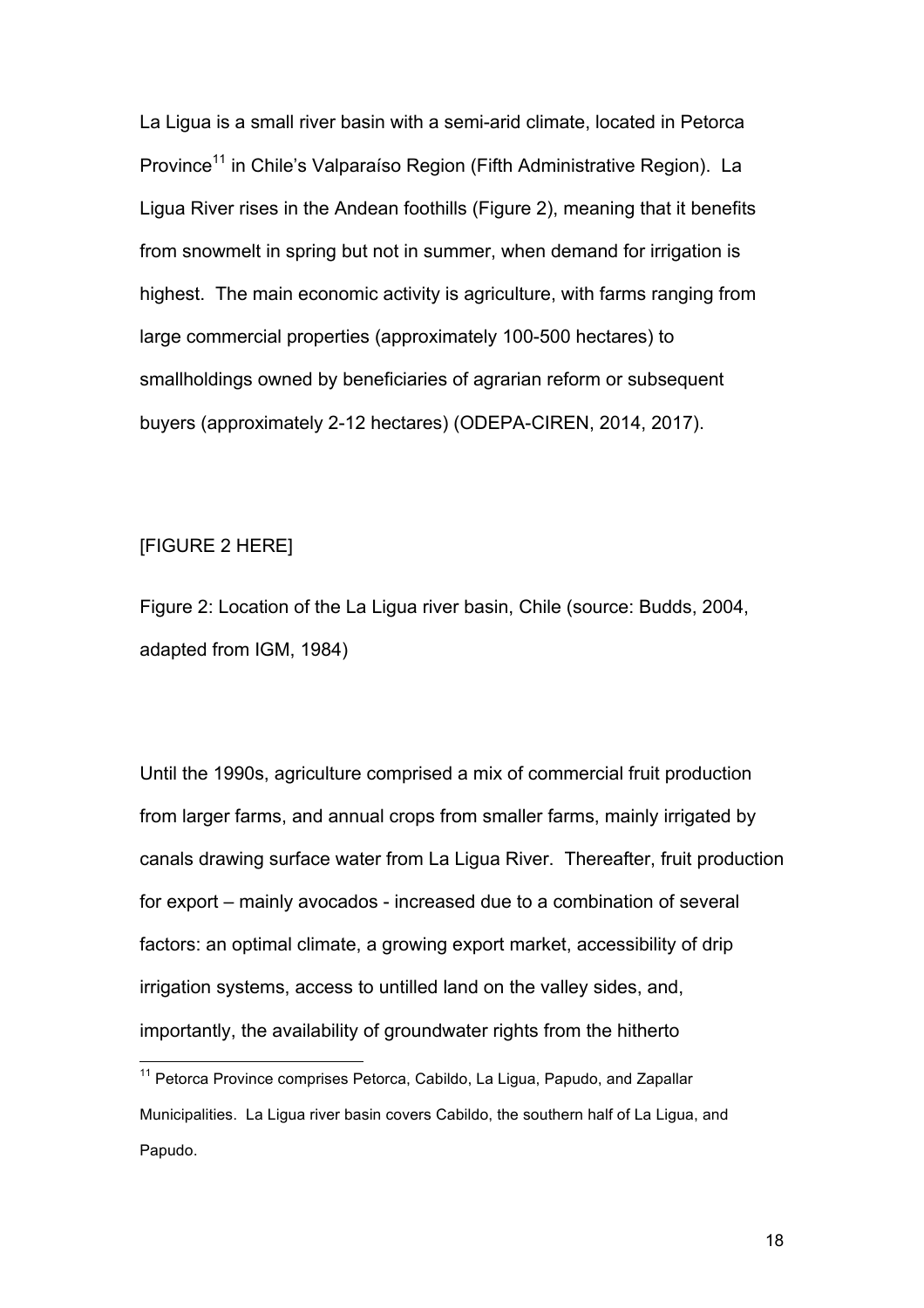La Ligua is a small river basin with a semi-arid climate, located in Petorca Province[11] in Chile's Valparaíso Region (Fifth Administrative Region). La Ligua River rises in the Andean foothills (Figure 2), meaning that it benefits from snowmelt in spring but not in summer, when demand for irrigation is highest. The main economic activity is agriculture, with farms ranging from large commercial properties (approximately 100-500 hectares) to smallholdings owned by beneficiaries of agrarian reform or subsequent buyers (approximately 2-12 hectares) (ODEPA-CIREN, 2014, 2017).

[FIGURE 2 HERE]

Figure 2: Location of the La Ligua river basin, Chile (source: Budds, 2004, adapted from IGM, 1984)

Until the 1990s, agriculture comprised a mix of commercial fruit production from larger farms, and annual crops from smaller farms, mainly irrigated by canals drawing surface water from La Ligua River. Thereafter, fruit production for export – mainly avocados - increased due to a combination of several factors: an optimal climate, a growing export market, accessibility of drip irrigation systems, access to untilled land on the valley sides, and, importantly, the availability of groundwater rights from the hitherto

[11] Petorca Province comprises Petorca, Cabildo, La Ligua, Papudo, and Zapallar Municipalities. La Ligua river basin covers Cabildo, the southern half of La Ligua, and Papudo.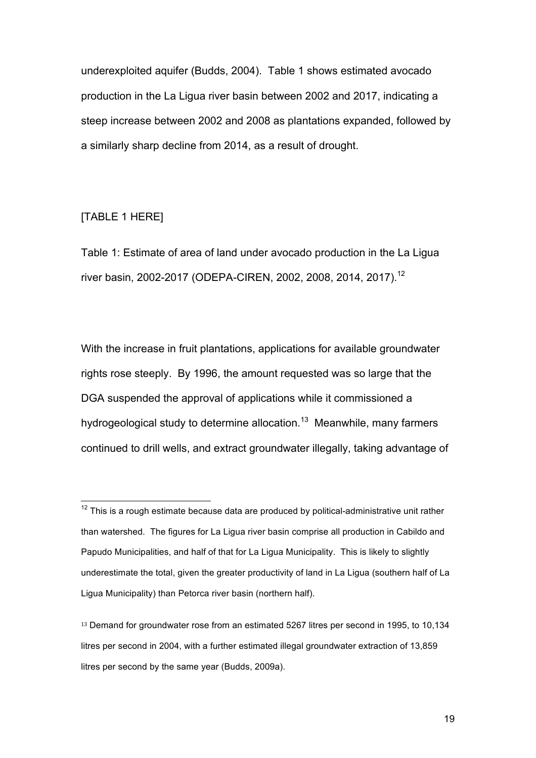underexploited aquifer (Budds, 2004). Table 1 shows estimated avocado production in the La Ligua river basin between 2002 and 2017, indicating a steep increase between 2002 and 2008 as plantations expanded, followed by a similarly sharp decline from 2014, as a result of drought.

[TABLE 1 HERE]

Table 1: Estimate of area of land under avocado production in the La Ligua river basin, 2002-2017 (ODEPA-CIREN, 2002, 2008, 2014, 2017).[12]

With the increase in fruit plantations, applications for available groundwater rights rose steeply. By 1996, the amount requested was so large that the DGA suspended the approval of applications while it commissioned a hydrogeological study to determine allocation.[13] Meanwhile, many farmers continued to drill wells, and extract groundwater illegally, taking advantage of

---

[12] This is a rough estimate because data are produced by political-administrative unit rather than watershed. The figures for La Ligua river basin comprise all production in Cabildo and Papudo Municipalities, and half of that for La Ligua Municipality. This is likely to slightly underestimate the total, given the greater productivity of land in La Ligua (southern half of La Ligua Municipality) than Petorca river basin (northern half).

[13] Demand for groundwater rose from an estimated 5267 litres per second in 1995, to 10,134 litres per second in 2004, with a further estimated illegal groundwater extraction of 13,859 litres per second by the same year (Budds, 2009a).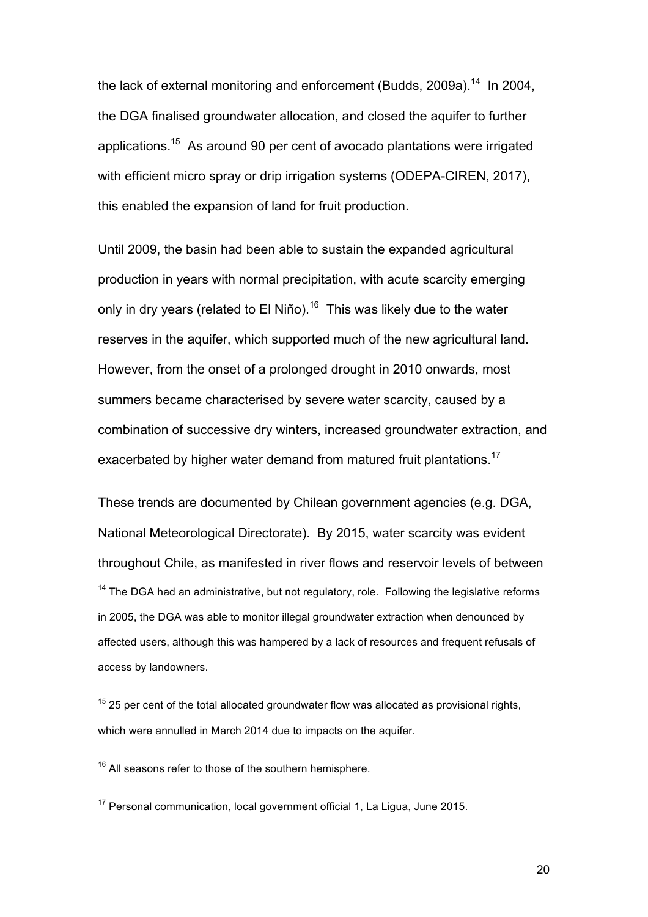the lack of external monitoring and enforcement (Budds, 2009a).[14] In 2004, the DGA finalised groundwater allocation, and closed the aquifer to further applications.[15] As around 90 per cent of avocado plantations were irrigated with efficient micro spray or drip irrigation systems (ODEPA-CIREN, 2017), this enabled the expansion of land for fruit production.

Until 2009, the basin had been able to sustain the expanded agricultural production in years with normal precipitation, with acute scarcity emerging only in dry years (related to El Niño).[16] This was likely due to the water reserves in the aquifer, which supported much of the new agricultural land. However, from the onset of a prolonged drought in 2010 onwards, most summers became characterised by severe water scarcity, caused by a combination of successive dry winters, increased groundwater extraction, and exacerbated by higher water demand from matured fruit plantations.[17]

These trends are documented by Chilean government agencies (e.g. DGA, National Meteorological Directorate). By 2015, water scarcity was evident throughout Chile, as manifested in river flows and reservoir levels of between

---

[14] The DGA had an administrative, but not regulatory, role. Following the legislative reforms in 2005, the DGA was able to monitor illegal groundwater extraction when denounced by affected users, although this was hampered by a lack of resources and frequent refusals of access by landowners.

[15] 25 per cent of the total allocated groundwater flow was allocated as provisional rights, which were annulled in March 2014 due to impacts on the aquifer.

[16] All seasons refer to those of the southern hemisphere.

[17] Personal communication, local government official 1, La Ligua, June 2015.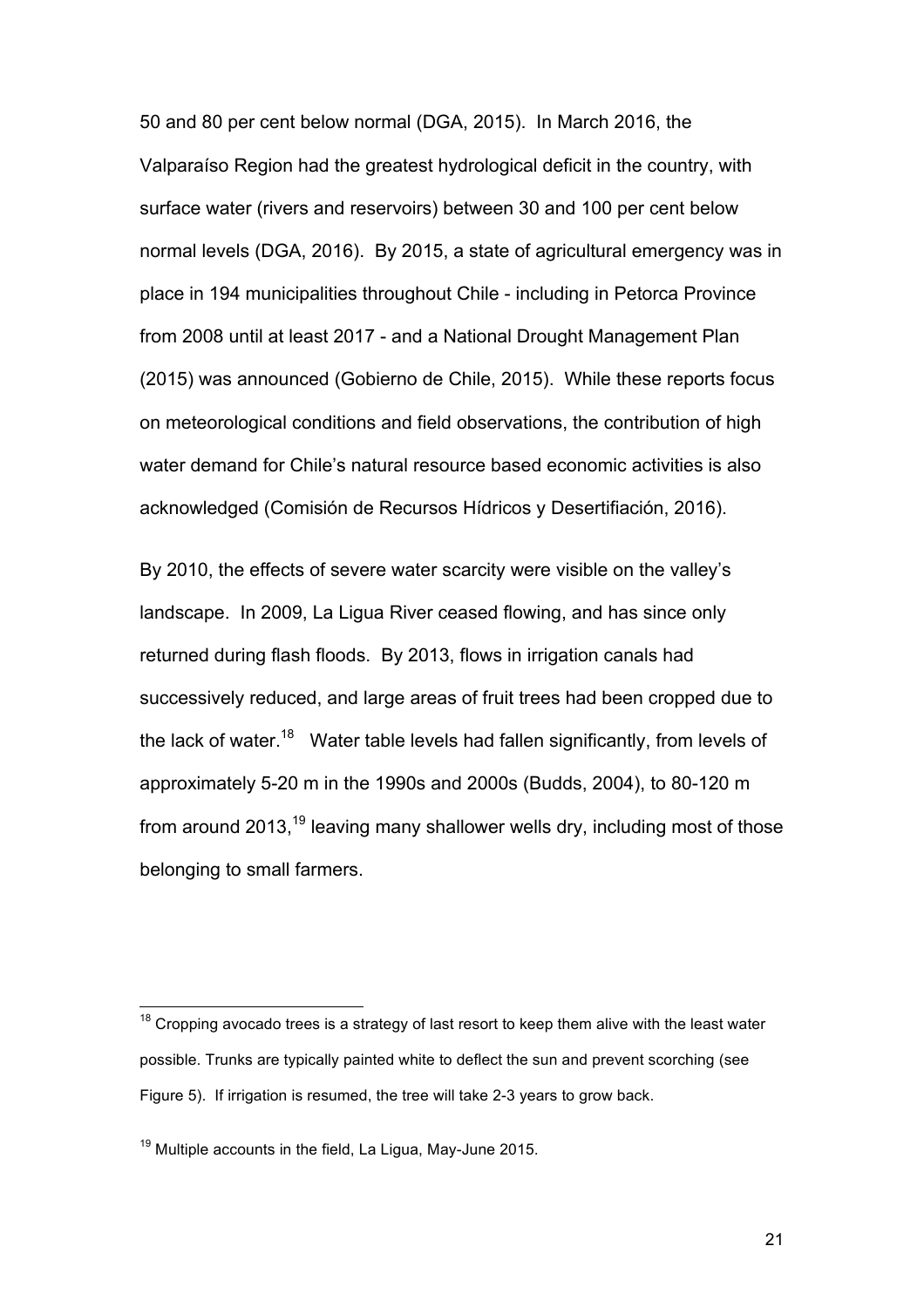50 and 80 per cent below normal (DGA, 2015). In March 2016, the Valparaíso Region had the greatest hydrological deficit in the country, with surface water (rivers and reservoirs) between 30 and 100 per cent below normal levels (DGA, 2016). By 2015, a state of agricultural emergency was in place in 194 municipalities throughout Chile - including in Petorca Province from 2008 until at least 2017 - and a National Drought Management Plan (2015) was announced (Gobierno de Chile, 2015). While these reports focus on meteorological conditions and field observations, the contribution of high water demand for Chile's natural resource based economic activities is also acknowledged (Comisión de Recursos Hídricos y Desertifiación, 2016).

By 2010, the effects of severe water scarcity were visible on the valley's landscape. In 2009, La Ligua River ceased flowing, and has since only returned during flash floods. By 2013, flows in irrigation canals had successively reduced, and large areas of fruit trees had been cropped due to the lack of water.[18] Water table levels had fallen significantly, from levels of approximately 5-20 m in the 1990s and 2000s (Budds, 2004), to 80-120 m from around 2013,[19] leaving many shallower wells dry, including most of those belonging to small farmers.

---

[18] Cropping avocado trees is a strategy of last resort to keep them alive with the least water possible. Trunks are typically painted white to deflect the sun and prevent scorching (see Figure 5). If irrigation is resumed, the tree will take 2-3 years to grow back.

[19] Multiple accounts in the field, La Ligua, May-June 2015.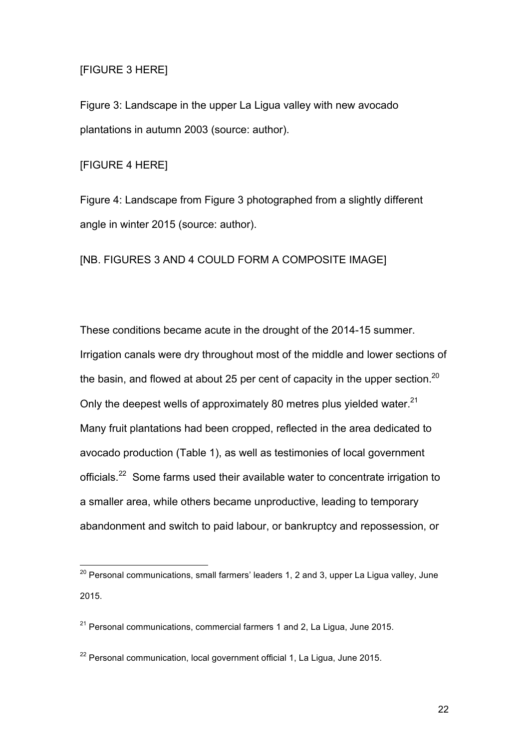[FIGURE 3 HERE]

Figure 3: Landscape in the upper La Ligua valley with new avocado plantations in autumn 2003 (source: author).

[FIGURE 4 HERE]

Figure 4: Landscape from Figure 3 photographed from a slightly different angle in winter 2015 (source: author).

[NB. FIGURES 3 AND 4 COULD FORM A COMPOSITE IMAGE]

These conditions became acute in the drought of the 2014-15 summer. Irrigation canals were dry throughout most of the middle and lower sections of the basin, and flowed at about 25 per cent of capacity in the upper section.[20] Only the deepest wells of approximately 80 metres plus yielded water.[21] Many fruit plantations had been cropped, reflected in the area dedicated to avocado production (Table 1), as well as testimonies of local government officials.[22] Some farms used their available water to concentrate irrigation to a smaller area, while others became unproductive, leading to temporary abandonment and switch to paid labour, or bankruptcy and repossession, or

[20] Personal communications, small farmers' leaders 1, 2 and 3, upper La Ligua valley, June 2015.

[21] Personal communications, commercial farmers 1 and 2, La Ligua, June 2015.

[22] Personal communication, local government official 1, La Ligua, June 2015.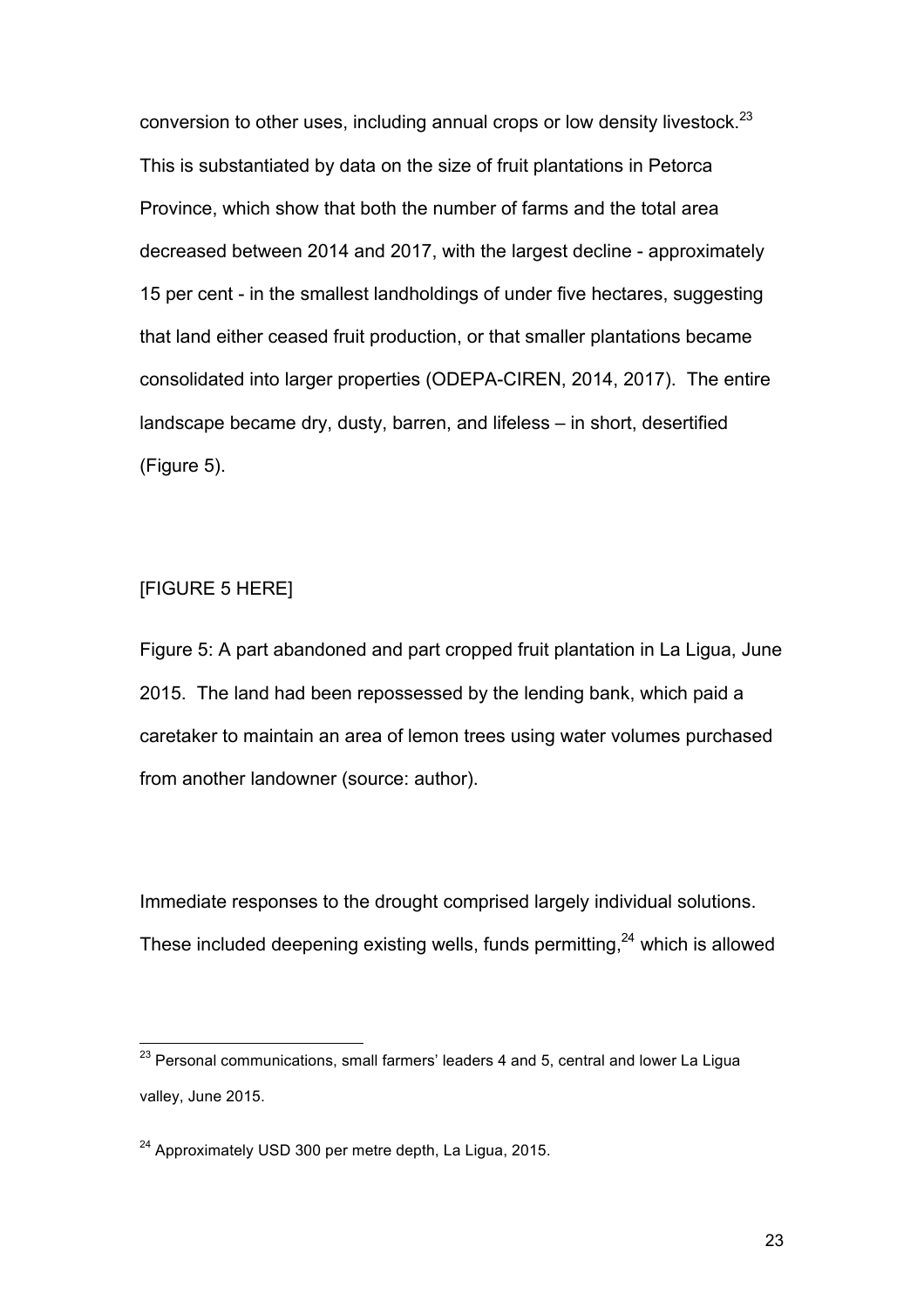conversion to other uses, including annual crops or low density livestock.[23] This is substantiated by data on the size of fruit plantations in Petorca Province, which show that both the number of farms and the total area decreased between 2014 and 2017, with the largest decline - approximately 15 per cent - in the smallest landholdings of under five hectares, suggesting that land either ceased fruit production, or that smaller plantations became consolidated into larger properties (ODEPA-CIREN, 2014, 2017). The entire landscape became dry, dusty, barren, and lifeless – in short, desertified (Figure 5).

[FIGURE 5 HERE]

Figure 5: A part abandoned and part cropped fruit plantation in La Ligua, June 2015. The land had been repossessed by the lending bank, which paid a caretaker to maintain an area of lemon trees using water volumes purchased from another landowner (source: author).

Immediate responses to the drought comprised largely individual solutions. These included deepening existing wells, funds permitting,[24] which is allowed

---

[23] Personal communications, small farmers' leaders 4 and 5, central and lower La Ligua valley, June 2015.

[24] Approximately USD 300 per metre depth, La Ligua, 2015.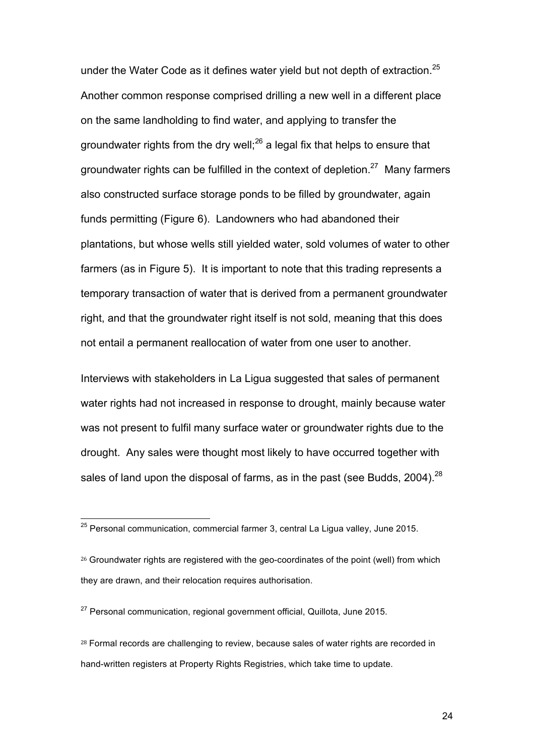under the Water Code as it defines water yield but not depth of extraction.[25] Another common response comprised drilling a new well in a different place on the same landholding to find water, and applying to transfer the groundwater rights from the dry well;[26] a legal fix that helps to ensure that groundwater rights can be fulfilled in the context of depletion.[27] Many farmers also constructed surface storage ponds to be filled by groundwater, again funds permitting (Figure 6). Landowners who had abandoned their plantations, but whose wells still yielded water, sold volumes of water to other farmers (as in Figure 5). It is important to note that this trading represents a temporary transaction of water that is derived from a permanent groundwater right, and that the groundwater right itself is not sold, meaning that this does not entail a permanent reallocation of water from one user to another.

Interviews with stakeholders in La Ligua suggested that sales of permanent water rights had not increased in response to drought, mainly because water was not present to fulfil many surface water or groundwater rights due to the drought. Any sales were thought most likely to have occurred together with sales of land upon the disposal of farms, as in the past (see Budds, 2004).[28]

---

[25] Personal communication, commercial farmer 3, central La Ligua valley, June 2015.

[26] Groundwater rights are registered with the geo-coordinates of the point (well) from which they are drawn, and their relocation requires authorisation.

[27] Personal communication, regional government official, Quillota, June 2015.

[28] Formal records are challenging to review, because sales of water rights are recorded in hand-written registers at Property Rights Registries, which take time to update.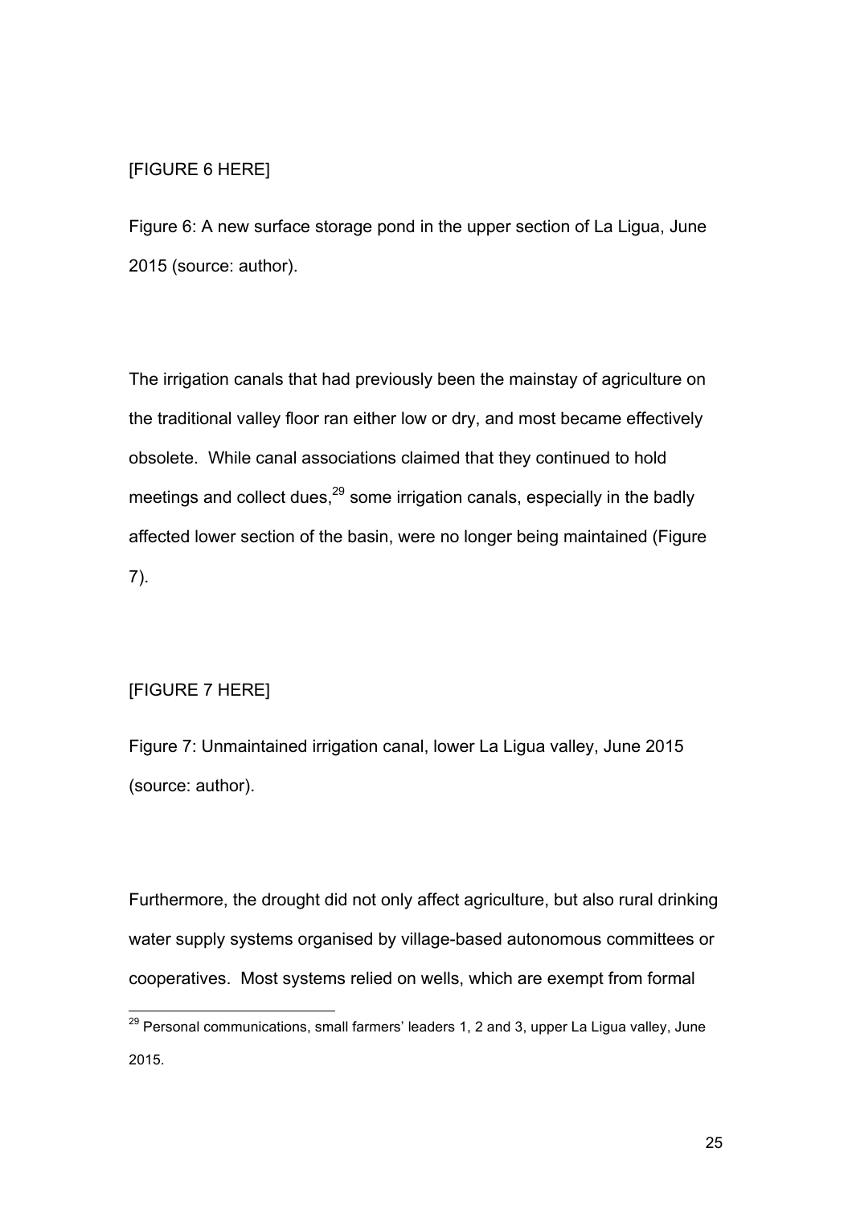[FIGURE 6 HERE]

Figure 6: A new surface storage pond in the upper section of La Ligua, June 2015 (source: author).

The irrigation canals that had previously been the mainstay of agriculture on the traditional valley floor ran either low or dry, and most became effectively obsolete. While canal associations claimed that they continued to hold meetings and collect dues,[29] some irrigation canals, especially in the badly affected lower section of the basin, were no longer being maintained (Figure 7).

[FIGURE 7 HERE]

Figure 7: Unmaintained irrigation canal, lower La Ligua valley, June 2015 (source: author).

Furthermore, the drought did not only affect agriculture, but also rural drinking water supply systems organised by village-based autonomous committees or cooperatives. Most systems relied on wells, which are exempt from formal

[29] Personal communications, small farmers' leaders 1, 2 and 3, upper La Ligua valley, June 2015.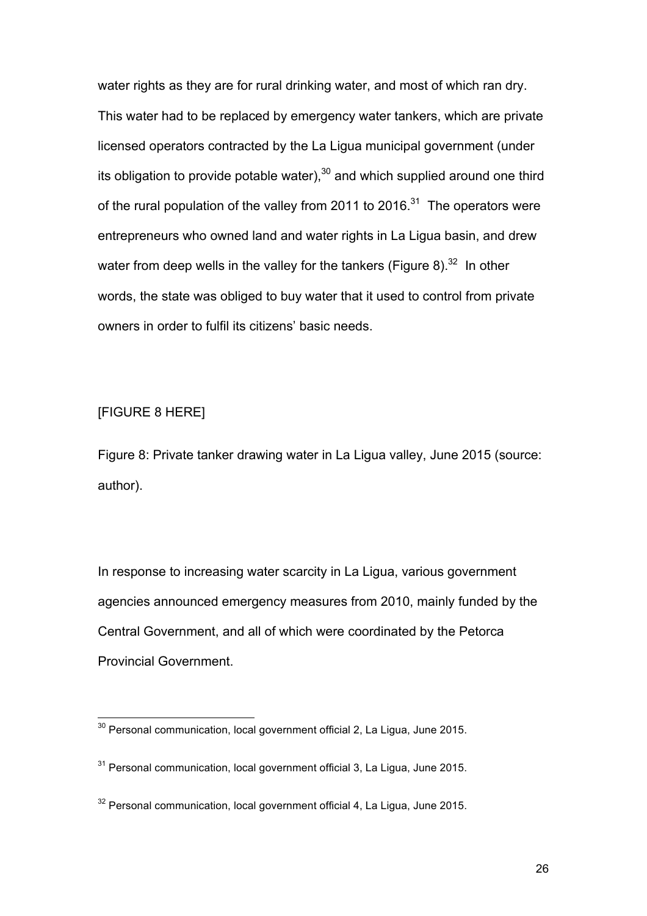water rights as they are for rural drinking water, and most of which ran dry. This water had to be replaced by emergency water tankers, which are private licensed operators contracted by the La Ligua municipal government (under its obligation to provide potable water),[30] and which supplied around one third of the rural population of the valley from 2011 to 2016.[31] The operators were entrepreneurs who owned land and water rights in La Ligua basin, and drew water from deep wells in the valley for the tankers (Figure 8).[32] In other words, the state was obliged to buy water that it used to control from private owners in order to fulfil its citizens' basic needs.

[FIGURE 8 HERE]

Figure 8: Private tanker drawing water in La Ligua valley, June 2015 (source: author).

In response to increasing water scarcity in La Ligua, various government agencies announced emergency measures from 2010, mainly funded by the Central Government, and all of which were coordinated by the Petorca Provincial Government.

---

[30] Personal communication, local government official 2, La Ligua, June 2015.

[31] Personal communication, local government official 3, La Ligua, June 2015.

[32] Personal communication, local government official 4, La Ligua, June 2015.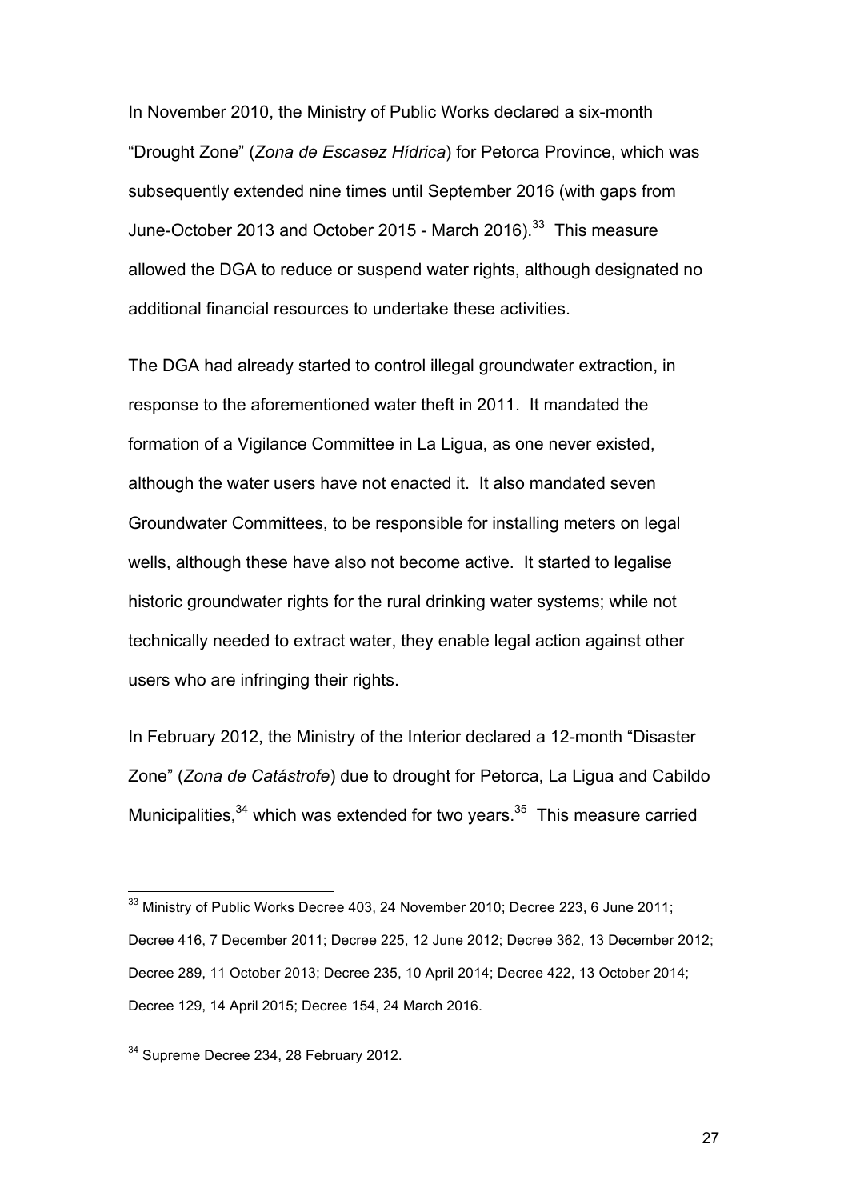In November 2010, the Ministry of Public Works declared a six-month "Drought Zone" (*Zona de Escasez Hídrica*) for Petorca Province, which was subsequently extended nine times until September 2016 (with gaps from June-October 2013 and October 2015 - March 2016).[33] This measure allowed the DGA to reduce or suspend water rights, although designated no additional financial resources to undertake these activities.

The DGA had already started to control illegal groundwater extraction, in response to the aforementioned water theft in 2011. It mandated the formation of a Vigilance Committee in La Ligua, as one never existed, although the water users have not enacted it. It also mandated seven Groundwater Committees, to be responsible for installing meters on legal wells, although these have also not become active. It started to legalise historic groundwater rights for the rural drinking water systems; while not technically needed to extract water, they enable legal action against other users who are infringing their rights.

In February 2012, the Ministry of the Interior declared a 12-month "Disaster Zone" (*Zona de Catástrofe*) due to drought for Petorca, La Ligua and Cabildo Municipalities,[34] which was extended for two years.[35] This measure carried

---

[33] Ministry of Public Works Decree 403, 24 November 2010; Decree 223, 6 June 2011; Decree 416, 7 December 2011; Decree 225, 12 June 2012; Decree 362, 13 December 2012; Decree 289, 11 October 2013; Decree 235, 10 April 2014; Decree 422, 13 October 2014; Decree 129, 14 April 2015; Decree 154, 24 March 2016.

[34] Supreme Decree 234, 28 February 2012.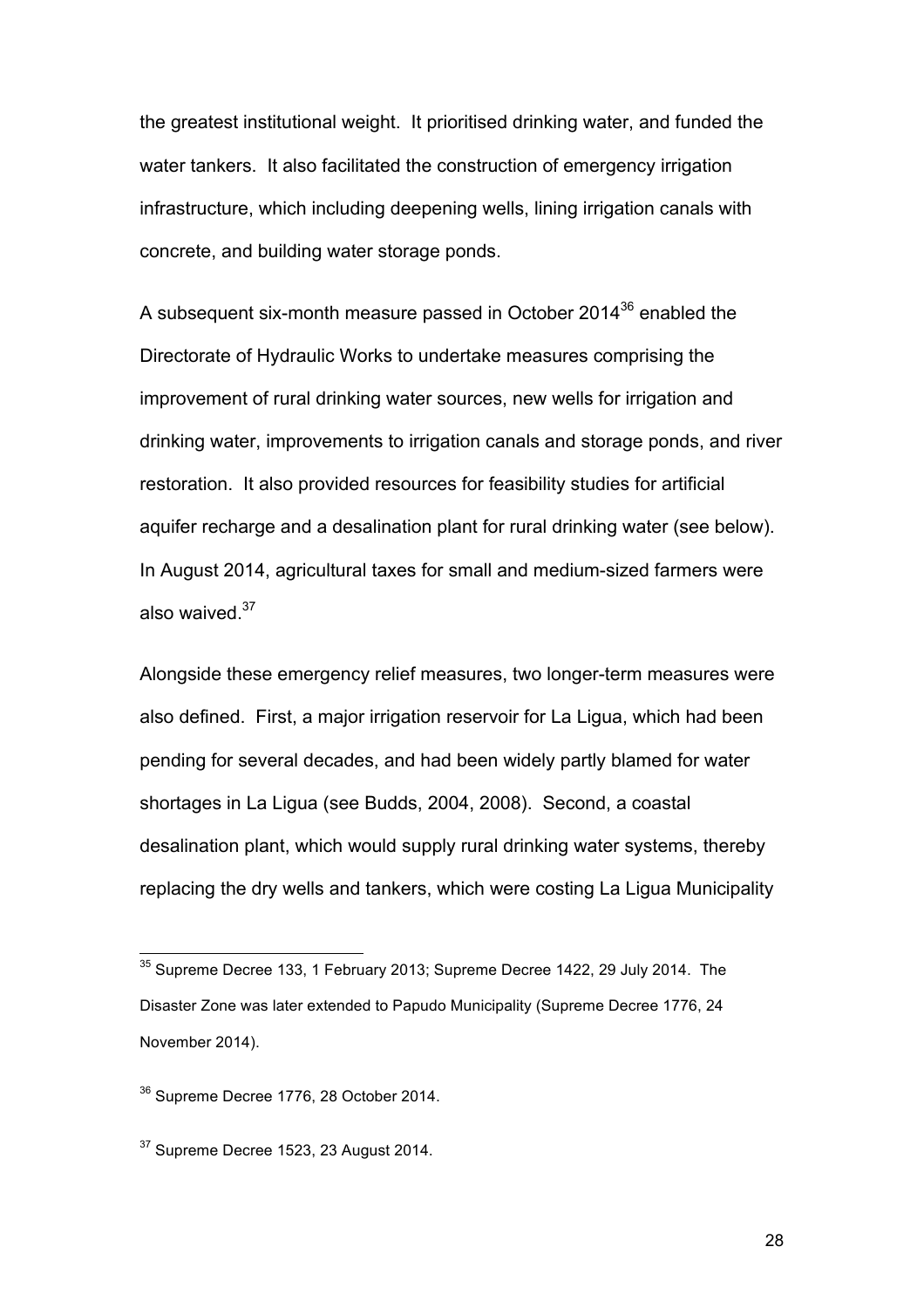the greatest institutional weight. It prioritised drinking water, and funded the water tankers. It also facilitated the construction of emergency irrigation infrastructure, which including deepening wells, lining irrigation canals with concrete, and building water storage ponds.

A subsequent six-month measure passed in October 2014[36] enabled the Directorate of Hydraulic Works to undertake measures comprising the improvement of rural drinking water sources, new wells for irrigation and drinking water, improvements to irrigation canals and storage ponds, and river restoration. It also provided resources for feasibility studies for artificial aquifer recharge and a desalination plant for rural drinking water (see below). In August 2014, agricultural taxes for small and medium-sized farmers were also waived.[37]

Alongside these emergency relief measures, two longer-term measures were also defined. First, a major irrigation reservoir for La Ligua, which had been pending for several decades, and had been widely partly blamed for water shortages in La Ligua (see Budds, 2004, 2008). Second, a coastal desalination plant, which would supply rural drinking water systems, thereby replacing the dry wells and tankers, which were costing La Ligua Municipality

---

[35] Supreme Decree 133, 1 February 2013; Supreme Decree 1422, 29 July 2014. The Disaster Zone was later extended to Papudo Municipality (Supreme Decree 1776, 24 November 2014).

[36] Supreme Decree 1776, 28 October 2014.

[37] Supreme Decree 1523, 23 August 2014.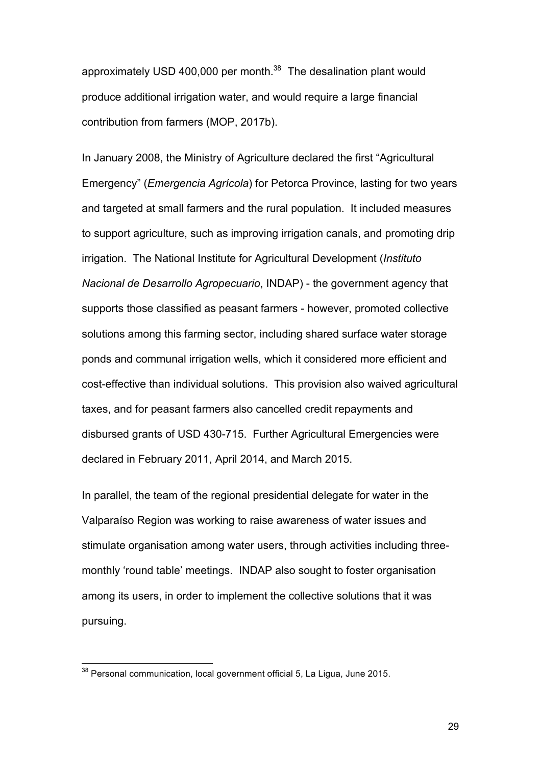approximately USD 400,000 per month.[38] The desalination plant would produce additional irrigation water, and would require a large financial contribution from farmers (MOP, 2017b).

In January 2008, the Ministry of Agriculture declared the first "Agricultural Emergency" (*Emergencia Agrícola*) for Petorca Province, lasting for two years and targeted at small farmers and the rural population. It included measures to support agriculture, such as improving irrigation canals, and promoting drip irrigation. The National Institute for Agricultural Development (*Instituto Nacional de Desarrollo Agropecuario*, INDAP) - the government agency that supports those classified as peasant farmers - however, promoted collective solutions among this farming sector, including shared surface water storage ponds and communal irrigation wells, which it considered more efficient and cost-effective than individual solutions. This provision also waived agricultural taxes, and for peasant farmers also cancelled credit repayments and disbursed grants of USD 430-715. Further Agricultural Emergencies were declared in February 2011, April 2014, and March 2015.

In parallel, the team of the regional presidential delegate for water in the Valparaíso Region was working to raise awareness of water issues and stimulate organisation among water users, through activities including three-monthly 'round table' meetings. INDAP also sought to foster organisation among its users, in order to implement the collective solutions that it was pursuing.

[38] Personal communication, local government official 5, La Ligua, June 2015.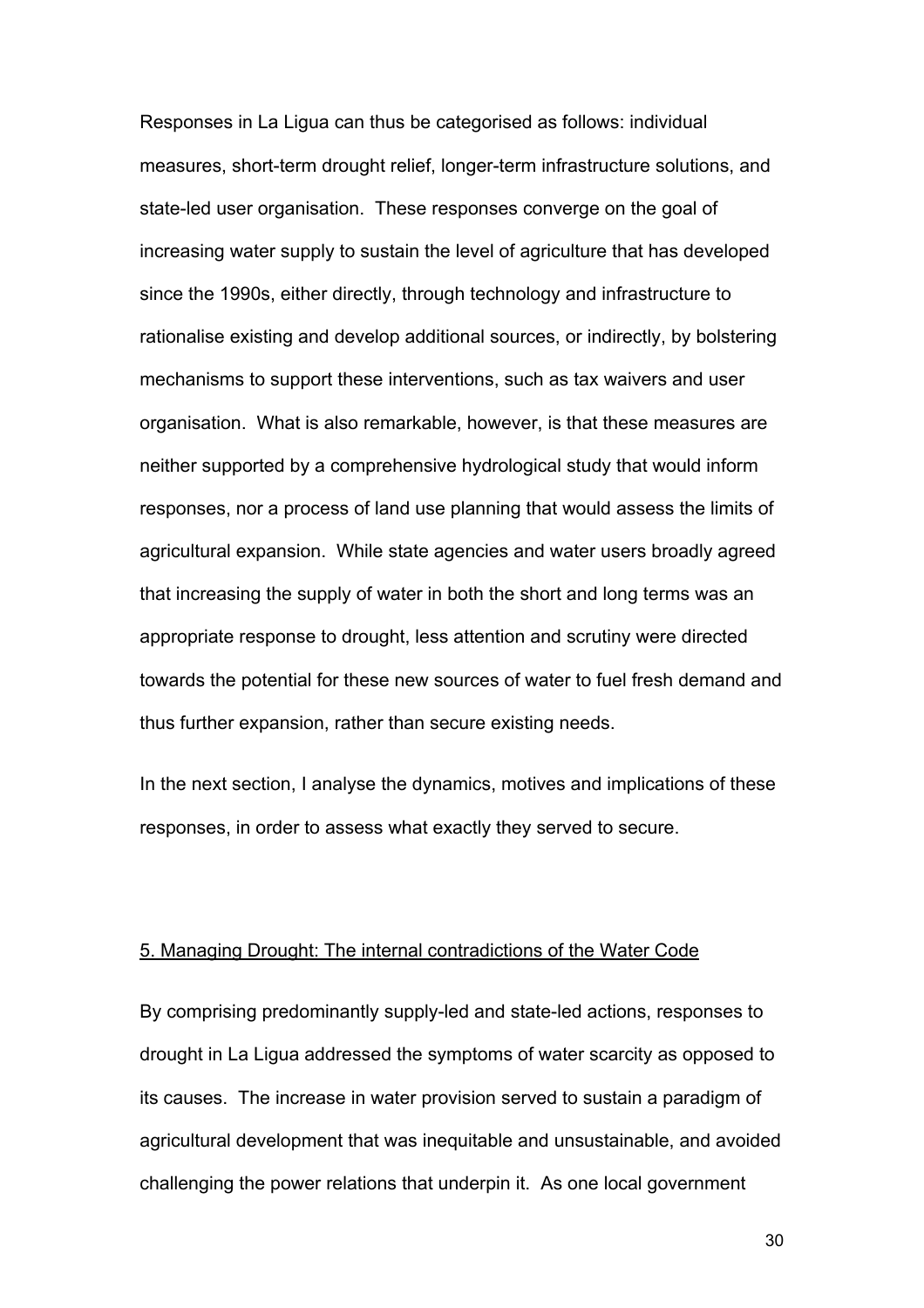Responses in La Ligua can thus be categorised as follows: individual measures, short-term drought relief, longer-term infrastructure solutions, and state-led user organisation. These responses converge on the goal of increasing water supply to sustain the level of agriculture that has developed since the 1990s, either directly, through technology and infrastructure to rationalise existing and develop additional sources, or indirectly, by bolstering mechanisms to support these interventions, such as tax waivers and user organisation. What is also remarkable, however, is that these measures are neither supported by a comprehensive hydrological study that would inform responses, nor a process of land use planning that would assess the limits of agricultural expansion. While state agencies and water users broadly agreed that increasing the supply of water in both the short and long terms was an appropriate response to drought, less attention and scrutiny were directed towards the potential for these new sources of water to fuel fresh demand and thus further expansion, rather than secure existing needs.

In the next section, I analyse the dynamics, motives and implications of these responses, in order to assess what exactly they served to secure.

## 5. Managing Drought: The internal contradictions of the Water Code

By comprising predominantly supply-led and state-led actions, responses to drought in La Ligua addressed the symptoms of water scarcity as opposed to its causes. The increase in water provision served to sustain a paradigm of agricultural development that was inequitable and unsustainable, and avoided challenging the power relations that underpin it. As one local government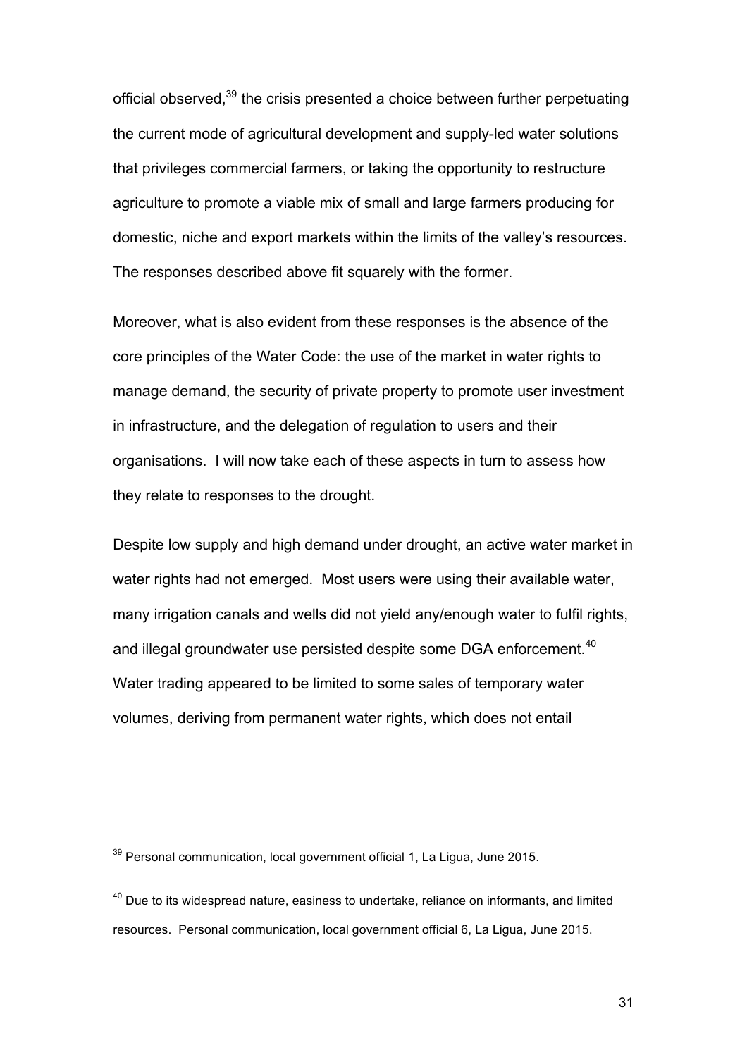official observed,[39] the crisis presented a choice between further perpetuating the current mode of agricultural development and supply-led water solutions that privileges commercial farmers, or taking the opportunity to restructure agriculture to promote a viable mix of small and large farmers producing for domestic, niche and export markets within the limits of the valley's resources. The responses described above fit squarely with the former.

Moreover, what is also evident from these responses is the absence of the core principles of the Water Code: the use of the market in water rights to manage demand, the security of private property to promote user investment in infrastructure, and the delegation of regulation to users and their organisations. I will now take each of these aspects in turn to assess how they relate to responses to the drought.

Despite low supply and high demand under drought, an active water market in water rights had not emerged. Most users were using their available water, many irrigation canals and wells did not yield any/enough water to fulfil rights, and illegal groundwater use persisted despite some DGA enforcement.[40] Water trading appeared to be limited to some sales of temporary water volumes, deriving from permanent water rights, which does not entail

---

[39] Personal communication, local government official 1, La Ligua, June 2015.

[40] Due to its widespread nature, easiness to undertake, reliance on informants, and limited resources. Personal communication, local government official 6, La Ligua, June 2015.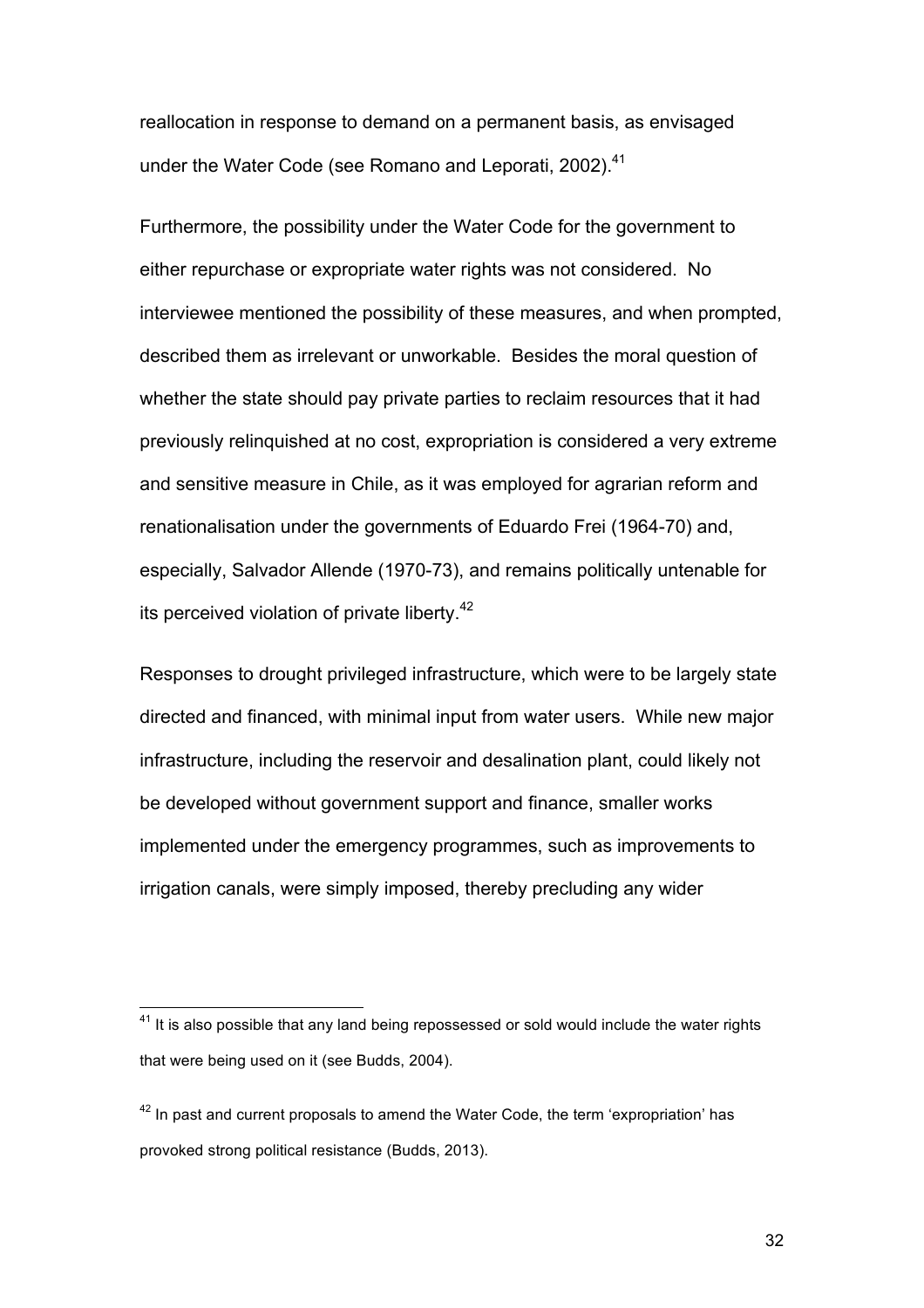reallocation in response to demand on a permanent basis, as envisaged under the Water Code (see Romano and Leporati, 2002).[41]

Furthermore, the possibility under the Water Code for the government to either repurchase or expropriate water rights was not considered. No interviewee mentioned the possibility of these measures, and when prompted, described them as irrelevant or unworkable. Besides the moral question of whether the state should pay private parties to reclaim resources that it had previously relinquished at no cost, expropriation is considered a very extreme and sensitive measure in Chile, as it was employed for agrarian reform and renationalisation under the governments of Eduardo Frei (1964-70) and, especially, Salvador Allende (1970-73), and remains politically untenable for its perceived violation of private liberty.[42]

Responses to drought privileged infrastructure, which were to be largely state directed and financed, with minimal input from water users. While new major infrastructure, including the reservoir and desalination plant, could likely not be developed without government support and finance, smaller works implemented under the emergency programmes, such as improvements to irrigation canals, were simply imposed, thereby precluding any wider

[41] It is also possible that any land being repossessed or sold would include the water rights that were being used on it (see Budds, 2004).

[42] In past and current proposals to amend the Water Code, the term 'expropriation' has provoked strong political resistance (Budds, 2013).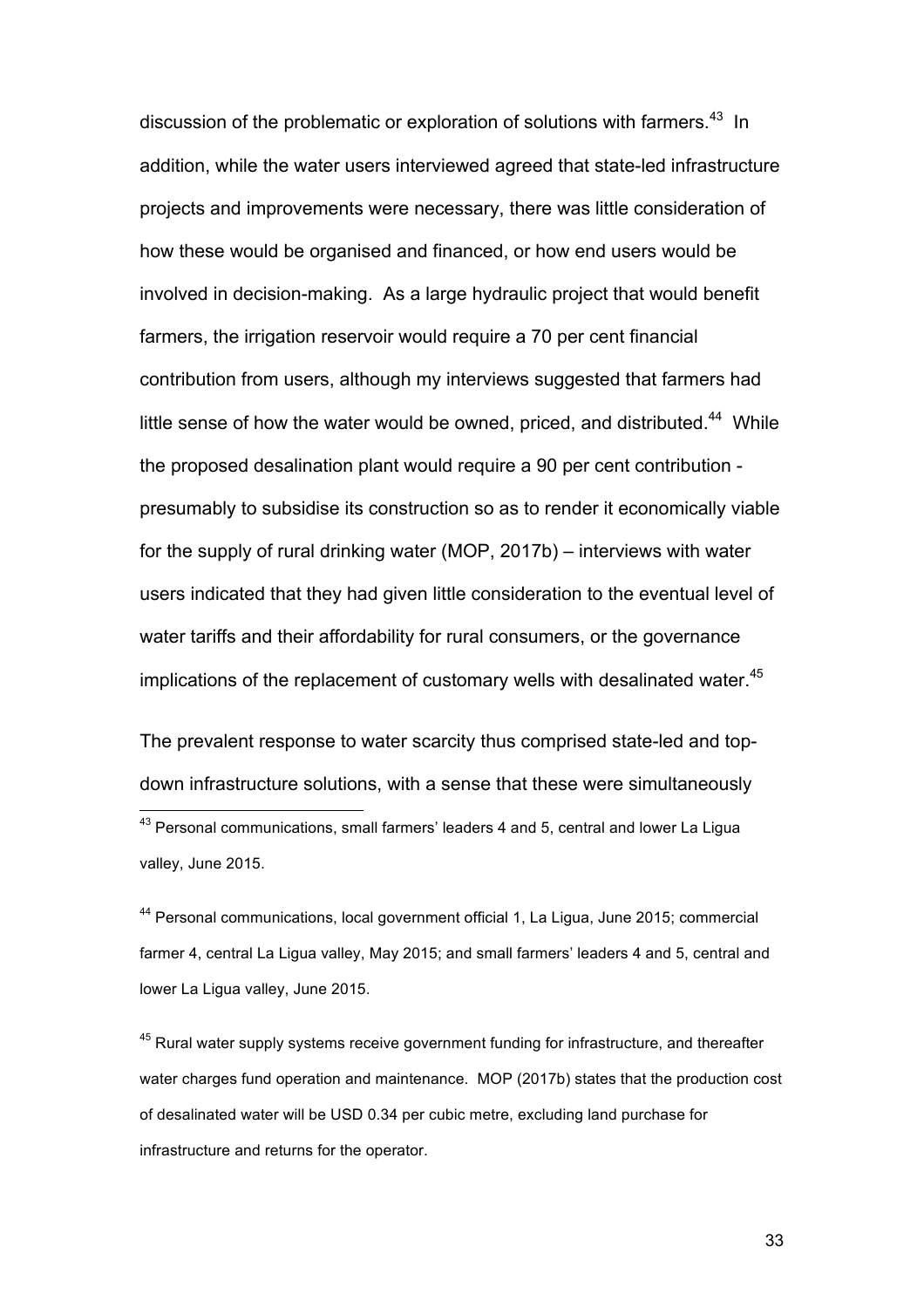discussion of the problematic or exploration of solutions with farmers.[43] In addition, while the water users interviewed agreed that state-led infrastructure projects and improvements were necessary, there was little consideration of how these would be organised and financed, or how end users would be involved in decision-making. As a large hydraulic project that would benefit farmers, the irrigation reservoir would require a 70 per cent financial contribution from users, although my interviews suggested that farmers had little sense of how the water would be owned, priced, and distributed.[44] While the proposed desalination plant would require a 90 per cent contribution - presumably to subsidise its construction so as to render it economically viable for the supply of rural drinking water (MOP, 2017b) – interviews with water users indicated that they had given little consideration to the eventual level of water tariffs and their affordability for rural consumers, or the governance implications of the replacement of customary wells with desalinated water.[45]

The prevalent response to water scarcity thus comprised state-led and top-down infrastructure solutions, with a sense that these were simultaneously

[43] Personal communications, small farmers' leaders 4 and 5, central and lower La Ligua valley, June 2015.

[44] Personal communications, local government official 1, La Ligua, June 2015; commercial farmer 4, central La Ligua valley, May 2015; and small farmers' leaders 4 and 5, central and lower La Ligua valley, June 2015.

[45] Rural water supply systems receive government funding for infrastructure, and thereafter water charges fund operation and maintenance. MOP (2017b) states that the production cost of desalinated water will be USD 0.34 per cubic metre, excluding land purchase for infrastructure and returns for the operator.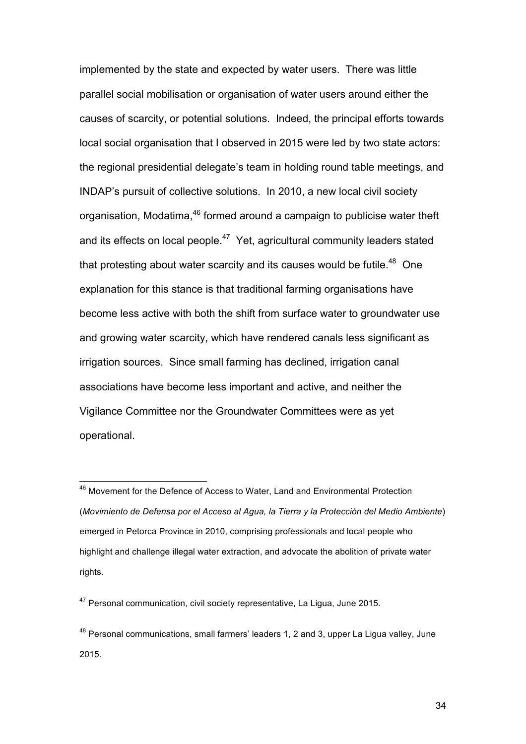implemented by the state and expected by water users. There was little parallel social mobilisation or organisation of water users around either the causes of scarcity, or potential solutions. Indeed, the principal efforts towards local social organisation that I observed in 2015 were led by two state actors: the regional presidential delegate's team in holding round table meetings, and INDAP's pursuit of collective solutions. In 2010, a new local civil society organisation, Modatima,[46] formed around a campaign to publicise water theft and its effects on local people.[47] Yet, agricultural community leaders stated that protesting about water scarcity and its causes would be futile.[48] One explanation for this stance is that traditional farming organisations have become less active with both the shift from surface water to groundwater use and growing water scarcity, which have rendered canals less significant as irrigation sources. Since small farming has declined, irrigation canal associations have become less important and active, and neither the Vigilance Committee nor the Groundwater Committees were as yet operational.

---

[46] Movement for the Defence of Access to Water, Land and Environmental Protection (*Movimiento de Defensa por el Acceso al Agua, la Tierra y la Protección del Medio Ambiente*) emerged in Petorca Province in 2010, comprising professionals and local people who highlight and challenge illegal water extraction, and advocate the abolition of private water rights.

[47] Personal communication, civil society representative, La Ligua, June 2015.

[48] Personal communications, small farmers' leaders 1, 2 and 3, upper La Ligua valley, June 2015.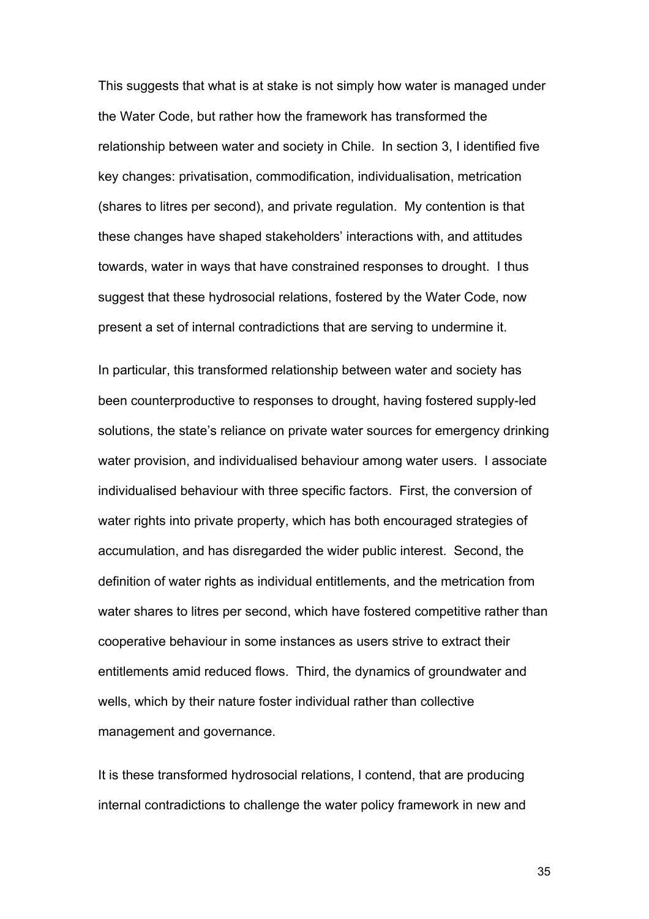This suggests that what is at stake is not simply how water is managed under the Water Code, but rather how the framework has transformed the relationship between water and society in Chile. In section 3, I identified five key changes: privatisation, commodification, individualisation, metrication (shares to litres per second), and private regulation. My contention is that these changes have shaped stakeholders' interactions with, and attitudes towards, water in ways that have constrained responses to drought. I thus suggest that these hydrosocial relations, fostered by the Water Code, now present a set of internal contradictions that are serving to undermine it.

In particular, this transformed relationship between water and society has been counterproductive to responses to drought, having fostered supply-led solutions, the state's reliance on private water sources for emergency drinking water provision, and individualised behaviour among water users. I associate individualised behaviour with three specific factors. First, the conversion of water rights into private property, which has both encouraged strategies of accumulation, and has disregarded the wider public interest. Second, the definition of water rights as individual entitlements, and the metrication from water shares to litres per second, which have fostered competitive rather than cooperative behaviour in some instances as users strive to extract their entitlements amid reduced flows. Third, the dynamics of groundwater and wells, which by their nature foster individual rather than collective management and governance.

It is these transformed hydrosocial relations, I contend, that are producing internal contradictions to challenge the water policy framework in new and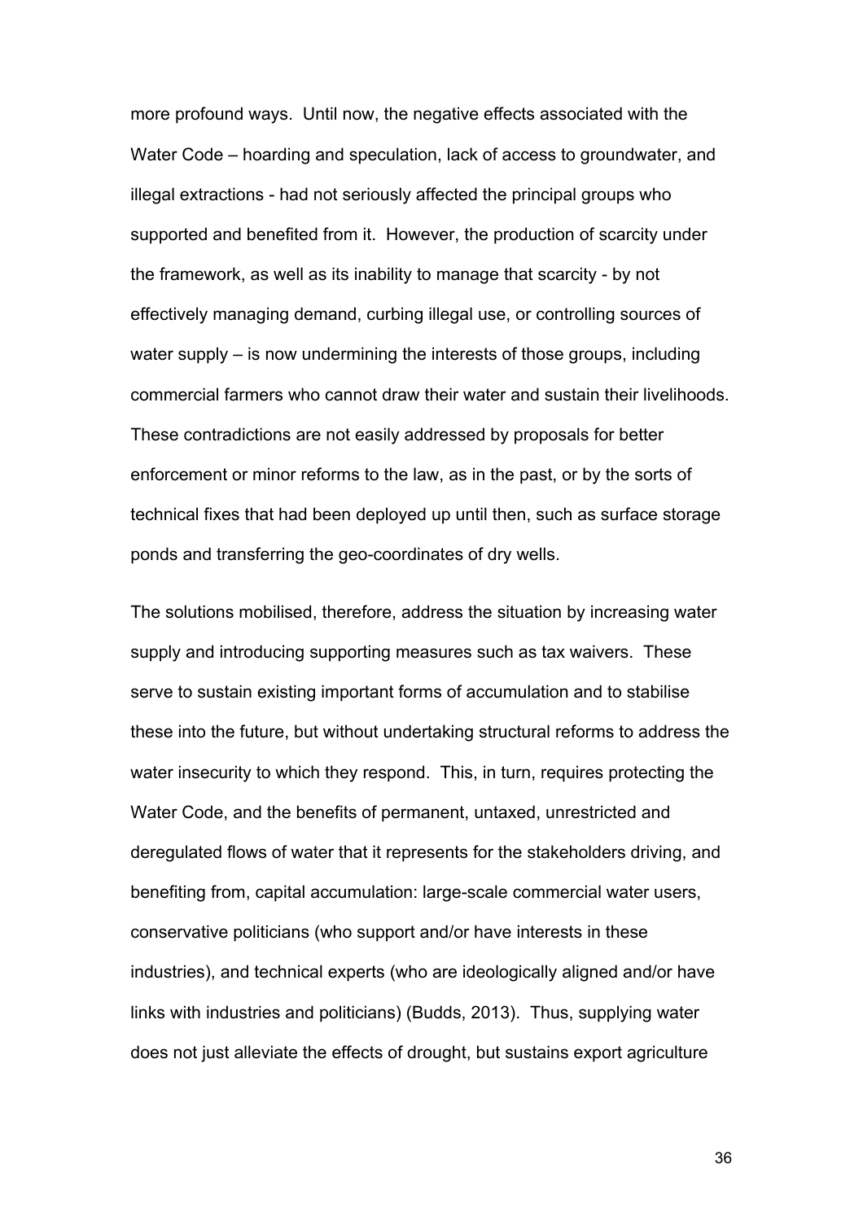more profound ways. Until now, the negative effects associated with the Water Code – hoarding and speculation, lack of access to groundwater, and illegal extractions - had not seriously affected the principal groups who supported and benefited from it. However, the production of scarcity under the framework, as well as its inability to manage that scarcity - by not effectively managing demand, curbing illegal use, or controlling sources of water supply – is now undermining the interests of those groups, including commercial farmers who cannot draw their water and sustain their livelihoods. These contradictions are not easily addressed by proposals for better enforcement or minor reforms to the law, as in the past, or by the sorts of technical fixes that had been deployed up until then, such as surface storage ponds and transferring the geo-coordinates of dry wells.

The solutions mobilised, therefore, address the situation by increasing water supply and introducing supporting measures such as tax waivers. These serve to sustain existing important forms of accumulation and to stabilise these into the future, but without undertaking structural reforms to address the water insecurity to which they respond. This, in turn, requires protecting the Water Code, and the benefits of permanent, untaxed, unrestricted and deregulated flows of water that it represents for the stakeholders driving, and benefiting from, capital accumulation: large-scale commercial water users, conservative politicians (who support and/or have interests in these industries), and technical experts (who are ideologically aligned and/or have links with industries and politicians) (Budds, 2013). Thus, supplying water does not just alleviate the effects of drought, but sustains export agriculture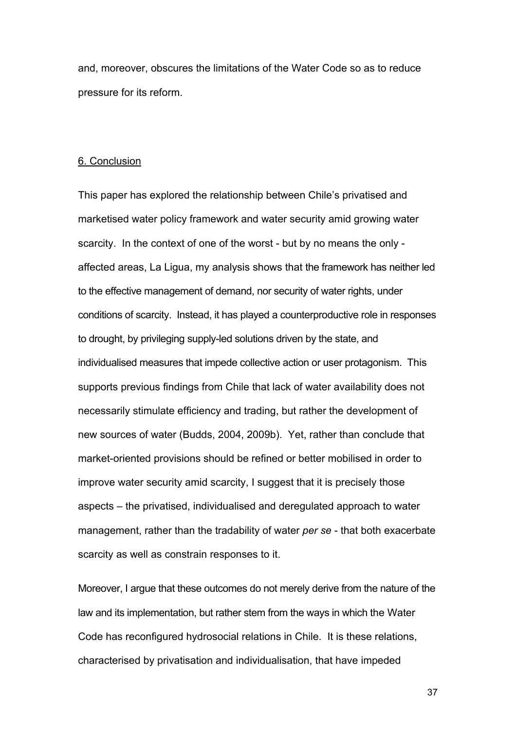and, moreover, obscures the limitations of the Water Code so as to reduce pressure for its reform.

## 6. Conclusion

This paper has explored the relationship between Chile's privatised and marketised water policy framework and water security amid growing water scarcity. In the context of one of the worst - but by no means the only - affected areas, La Ligua, my analysis shows that the framework has neither led to the effective management of demand, nor security of water rights, under conditions of scarcity. Instead, it has played a counterproductive role in responses to drought, by privileging supply-led solutions driven by the state, and individualised measures that impede collective action or user protagonism. This supports previous findings from Chile that lack of water availability does not necessarily stimulate efficiency and trading, but rather the development of new sources of water (Budds, 2004, 2009b). Yet, rather than conclude that market-oriented provisions should be refined or better mobilised in order to improve water security amid scarcity, I suggest that it is precisely those aspects – the privatised, individualised and deregulated approach to water management, rather than the tradability of water *per se* - that both exacerbate scarcity as well as constrain responses to it.

Moreover, I argue that these outcomes do not merely derive from the nature of the law and its implementation, but rather stem from the ways in which the Water Code has reconfigured hydrosocial relations in Chile. It is these relations, characterised by privatisation and individualisation, that have impeded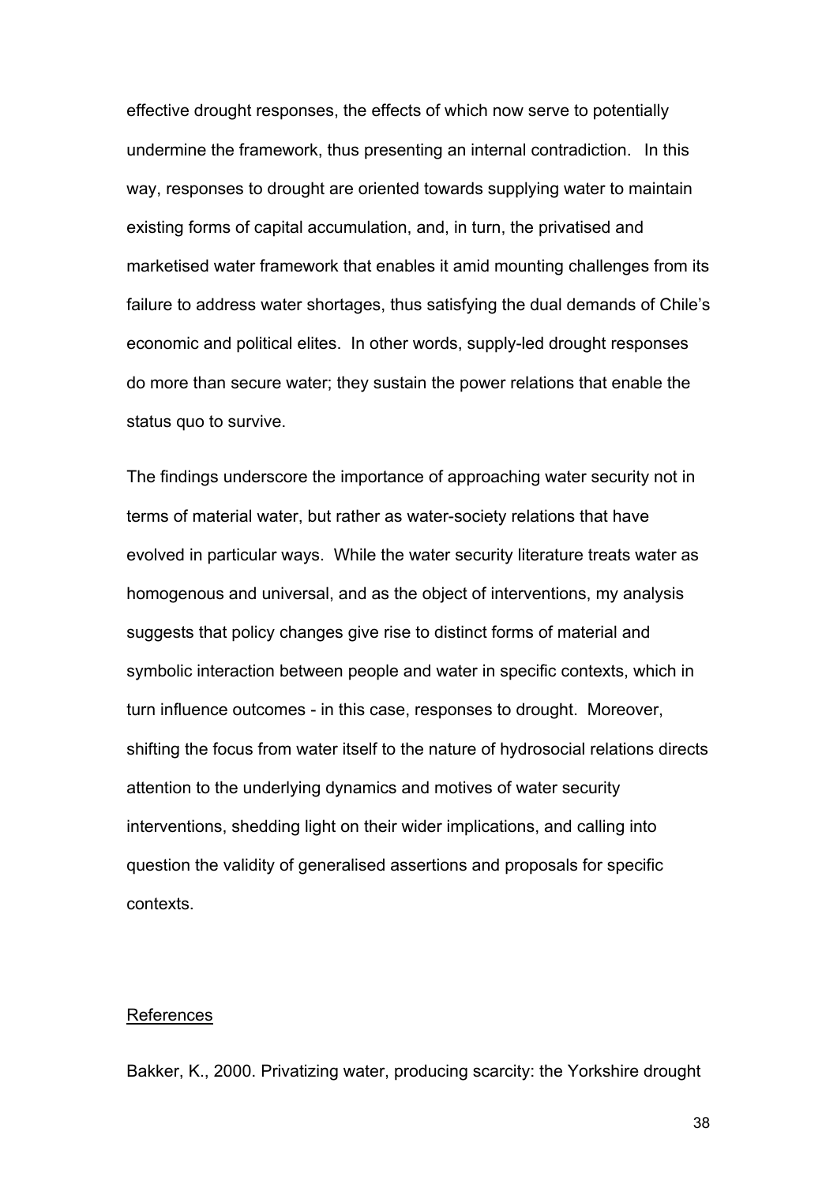effective drought responses, the effects of which now serve to potentially undermine the framework, thus presenting an internal contradiction. In this way, responses to drought are oriented towards supplying water to maintain existing forms of capital accumulation, and, in turn, the privatised and marketised water framework that enables it amid mounting challenges from its failure to address water shortages, thus satisfying the dual demands of Chile's economic and political elites. In other words, supply-led drought responses do more than secure water; they sustain the power relations that enable the status quo to survive.

The findings underscore the importance of approaching water security not in terms of material water, but rather as water-society relations that have evolved in particular ways. While the water security literature treats water as homogenous and universal, and as the object of interventions, my analysis suggests that policy changes give rise to distinct forms of material and symbolic interaction between people and water in specific contexts, which in turn influence outcomes - in this case, responses to drought. Moreover, shifting the focus from water itself to the nature of hydrosocial relations directs attention to the underlying dynamics and motives of water security interventions, shedding light on their wider implications, and calling into question the validity of generalised assertions and proposals for specific contexts.

## References

Bakker, K., 2000. Privatizing water, producing scarcity: the Yorkshire drought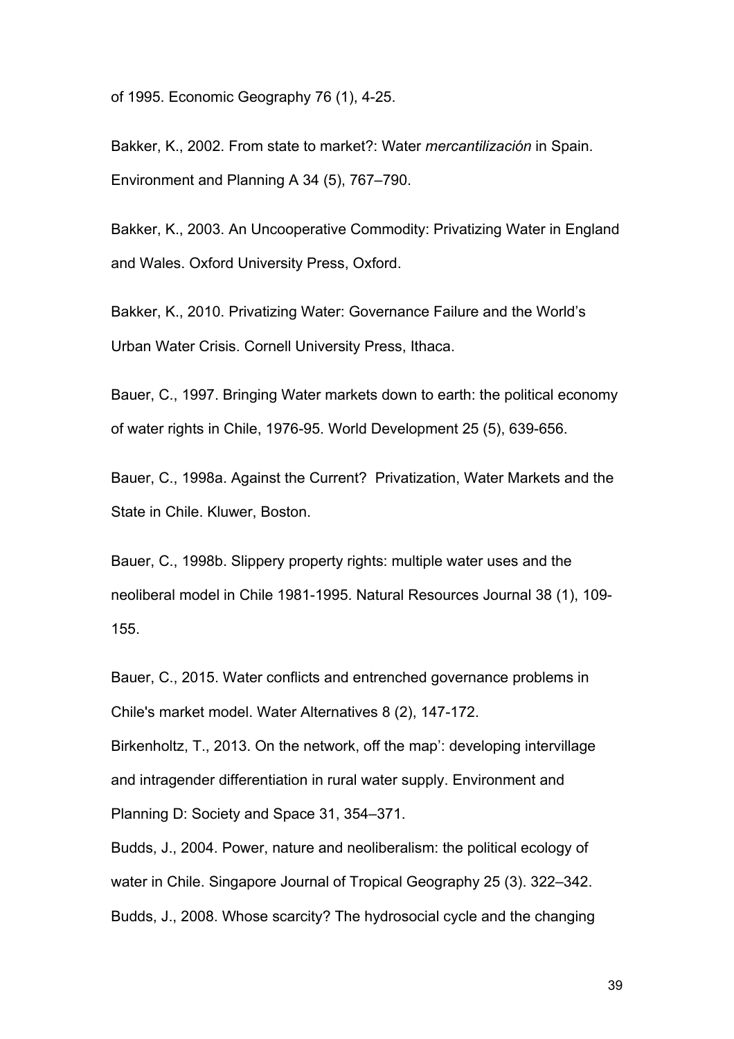of 1995. Economic Geography 76 (1), 4-25.

Bakker, K., 2002. From state to market?: Water *mercantilización* in Spain. Environment and Planning A 34 (5), 767–790.

Bakker, K., 2003. An Uncooperative Commodity: Privatizing Water in England and Wales. Oxford University Press, Oxford.

Bakker, K., 2010. Privatizing Water: Governance Failure and the World's Urban Water Crisis. Cornell University Press, Ithaca.

Bauer, C., 1997. Bringing Water markets down to earth: the political economy of water rights in Chile, 1976-95. World Development 25 (5), 639-656.

Bauer, C., 1998a. Against the Current? Privatization, Water Markets and the State in Chile. Kluwer, Boston.

Bauer, C., 1998b. Slippery property rights: multiple water uses and the neoliberal model in Chile 1981-1995. Natural Resources Journal 38 (1), 109-155.

Bauer, C., 2015. Water conflicts and entrenched governance problems in Chile's market model. Water Alternatives 8 (2), 147-172.

Birkenholtz, T., 2013. On the network, off the map': developing intervillage and intragender differentiation in rural water supply. Environment and Planning D: Society and Space 31, 354–371.

Budds, J., 2004. Power, nature and neoliberalism: the political ecology of water in Chile. Singapore Journal of Tropical Geography 25 (3). 322–342.

Budds, J., 2008. Whose scarcity? The hydrosocial cycle and the changing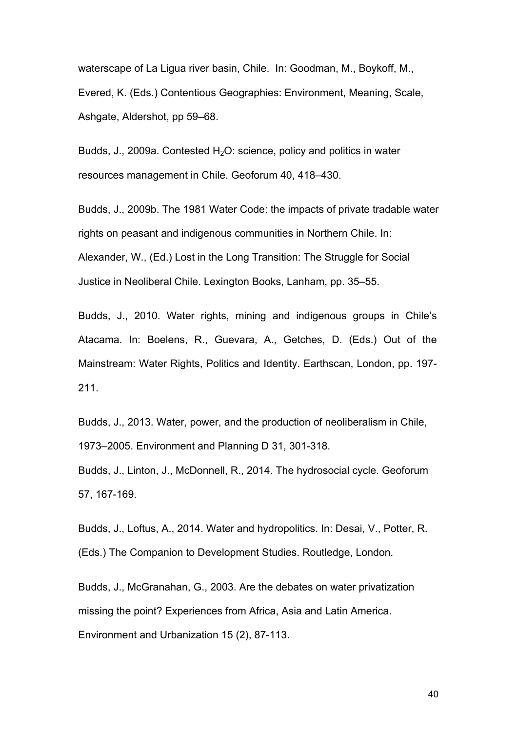waterscape of La Ligua river basin, Chile. In: Goodman, M., Boykoff, M., Evered, K. (Eds.) Contentious Geographies: Environment, Meaning, Scale, Ashgate, Aldershot, pp 59–68.

Budds, J., 2009a. Contested $H_2O$: science, policy and politics in water resources management in Chile. Geoforum 40, 418–430.

Budds, J., 2009b. The 1981 Water Code: the impacts of private tradable water rights on peasant and indigenous communities in Northern Chile. In: Alexander, W., (Ed.) Lost in the Long Transition: The Struggle for Social Justice in Neoliberal Chile. Lexington Books, Lanham, pp. 35–55.

Budds, J., 2010. Water rights, mining and indigenous groups in Chile's Atacama. In: Boelens, R., Guevara, A., Getches, D. (Eds.) Out of the Mainstream: Water Rights, Politics and Identity. Earthscan, London, pp. 197-211.

Budds, J., 2013. Water, power, and the production of neoliberalism in Chile, 1973–2005. Environment and Planning D 31, 301-318.

Budds, J., Linton, J., McDonnell, R., 2014. The hydrosocial cycle. Geoforum 57, 167-169.

Budds, J., Loftus, A., 2014. Water and hydropolitics. In: Desai, V., Potter, R. (Eds.) The Companion to Development Studies. Routledge, London.

Budds, J., McGranahan, G., 2003. Are the debates on water privatization missing the point? Experiences from Africa, Asia and Latin America. Environment and Urbanization 15 (2), 87-113.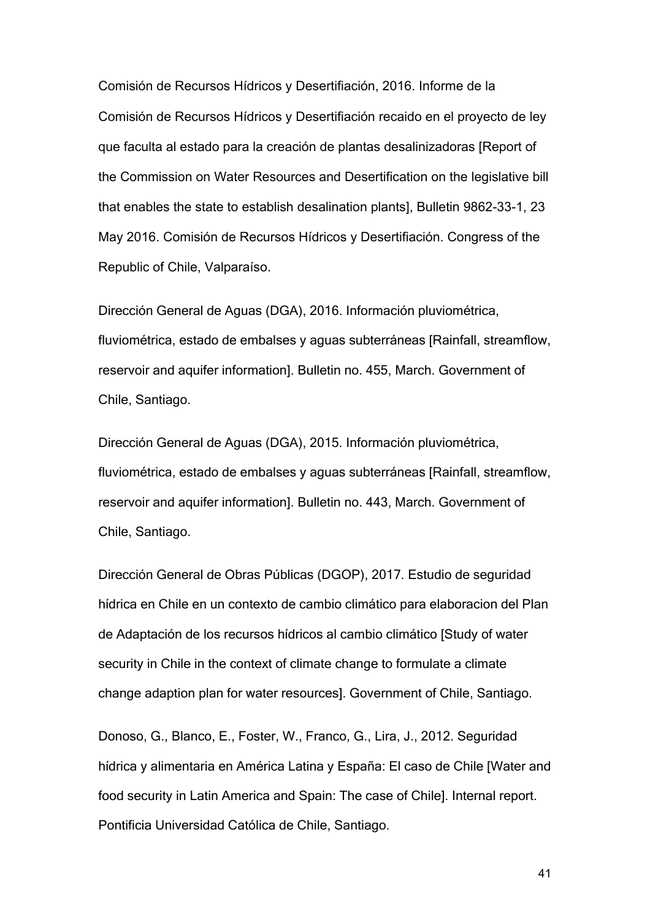Comisión de Recursos Hídricos y Desertifiación, 2016. Informe de la Comisión de Recursos Hídricos y Desertifiación recaido en el proyecto de ley que faculta al estado para la creación de plantas desalinizadoras [Report of the Commission on Water Resources and Desertification on the legislative bill that enables the state to establish desalination plants], Bulletin 9862-33-1, 23 May 2016. Comisión de Recursos Hídricos y Desertifiación. Congress of the Republic of Chile, Valparaíso.

Dirección General de Aguas (DGA), 2016. Información pluviométrica, fluviométrica, estado de embalses y aguas subterráneas [Rainfall, streamflow, reservoir and aquifer information]. Bulletin no. 455, March. Government of Chile, Santiago.

Dirección General de Aguas (DGA), 2015. Información pluviométrica, fluviométrica, estado de embalses y aguas subterráneas [Rainfall, streamflow, reservoir and aquifer information]. Bulletin no. 443, March. Government of Chile, Santiago.

Dirección General de Obras Públicas (DGOP), 2017. Estudio de seguridad hídrica en Chile en un contexto de cambio climático para elaboracion del Plan de Adaptación de los recursos hídricos al cambio climático [Study of water security in Chile in the context of climate change to formulate a climate change adaption plan for water resources]. Government of Chile, Santiago.

Donoso, G., Blanco, E., Foster, W., Franco, G., Lira, J., 2012. Seguridad hídrica y alimentaria en América Latina y España: El caso de Chile [Water and food security in Latin America and Spain: The case of Chile]. Internal report. Pontificia Universidad Católica de Chile, Santiago.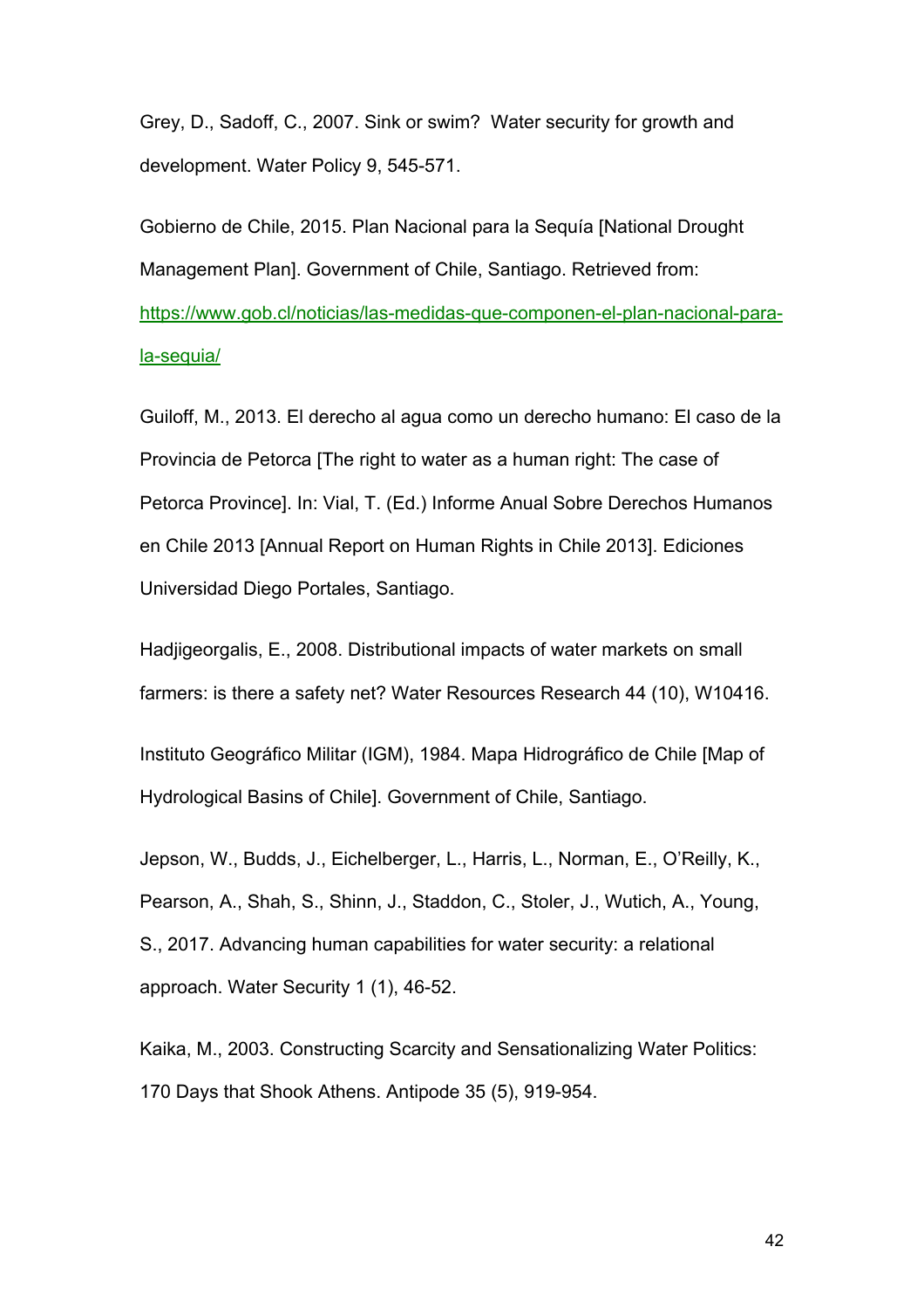Grey, D., Sadoff, C., 2007. Sink or swim? Water security for growth and development. Water Policy 9, 545-571.

Gobierno de Chile, 2015. Plan Nacional para la Sequía [National Drought Management Plan]. Government of Chile, Santiago. Retrieved from: https://www.gob.cl/noticias/las-medidas-que-componen-el-plan-nacional-para-la-sequia/

Guiloff, M., 2013. El derecho al agua como un derecho humano: El caso de la Provincia de Petorca [The right to water as a human right: The case of Petorca Province]. In: Vial, T. (Ed.) Informe Anual Sobre Derechos Humanos en Chile 2013 [Annual Report on Human Rights in Chile 2013]. Ediciones Universidad Diego Portales, Santiago.

Hadjigeorgalis, E., 2008. Distributional impacts of water markets on small farmers: is there a safety net? Water Resources Research 44 (10), W10416.

Instituto Geográfico Militar (IGM), 1984. Mapa Hidrográfico de Chile [Map of Hydrological Basins of Chile]. Government of Chile, Santiago.

Jepson, W., Budds, J., Eichelberger, L., Harris, L., Norman, E., O'Reilly, K., Pearson, A., Shah, S., Shinn, J., Staddon, C., Stoler, J., Wutich, A., Young, S., 2017. Advancing human capabilities for water security: a relational approach. Water Security 1 (1), 46-52.

Kaika, M., 2003. Constructing Scarcity and Sensationalizing Water Politics: 170 Days that Shook Athens. Antipode 35 (5), 919-954.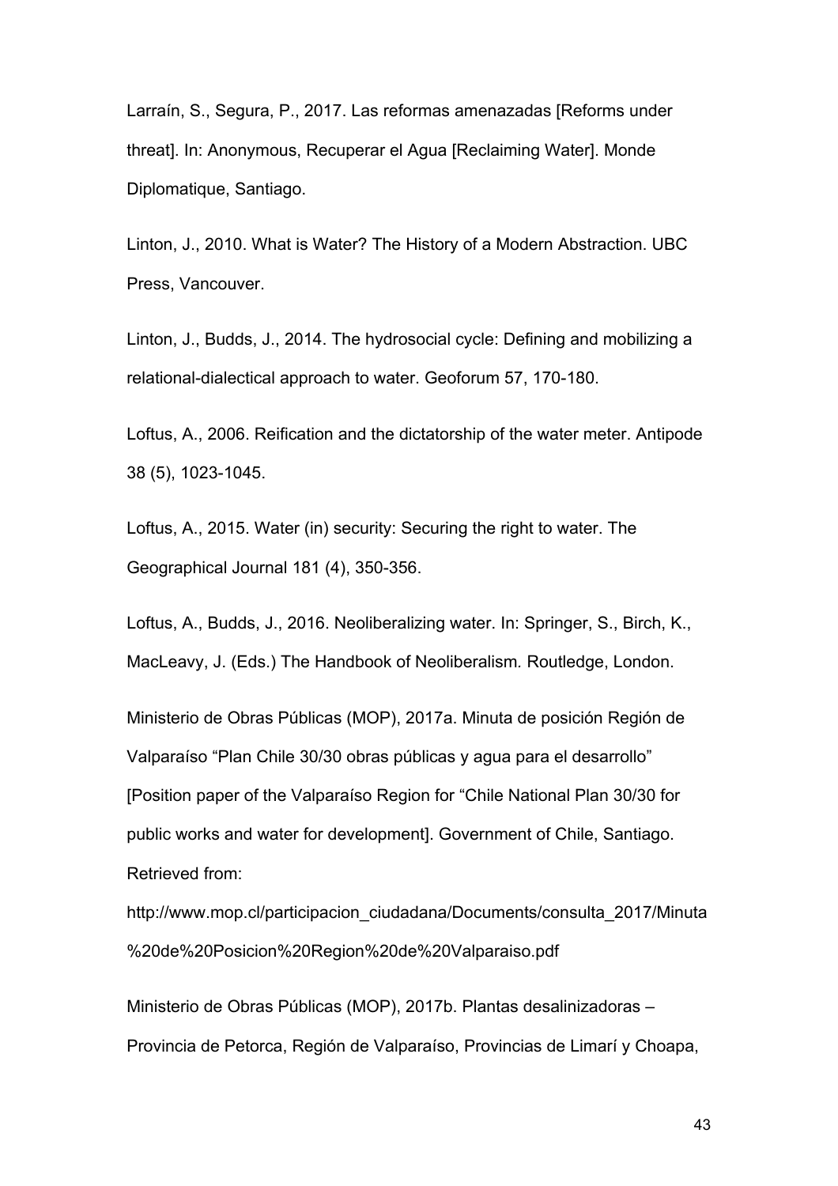Larraín, S., Segura, P., 2017. Las reformas amenazadas [Reforms under threat]. In: Anonymous, Recuperar el Agua [Reclaiming Water]. Monde Diplomatique, Santiago.

Linton, J., 2010. What is Water? The History of a Modern Abstraction. UBC Press, Vancouver.

Linton, J., Budds, J., 2014. The hydrosocial cycle: Defining and mobilizing a relational-dialectical approach to water. Geoforum 57, 170-180.

Loftus, A., 2006. Reification and the dictatorship of the water meter. Antipode 38 (5), 1023-1045.

Loftus, A., 2015. Water (in) security: Securing the right to water. The Geographical Journal 181 (4), 350-356.

Loftus, A., Budds, J., 2016. Neoliberalizing water. In: Springer, S., Birch, K., MacLeavy, J. (Eds.) The Handbook of Neoliberalism. Routledge, London.

Ministerio de Obras Públicas (MOP), 2017a. Minuta de posición Región de Valparaíso "Plan Chile 30/30 obras públicas y agua para el desarrollo" [Position paper of the Valparaíso Region for "Chile National Plan 30/30 for public works and water for development]. Government of Chile, Santiago. Retrieved from: http://www.mop.cl/participacion_ciudadana/Documents/consulta_2017/Minuta%20de%20Posicion%20Region%20de%20Valparaiso.pdf

Ministerio de Obras Públicas (MOP), 2017b. Plantas desalinizadoras – Provincia de Petorca, Región de Valparaíso, Provincias de Limarí y Choapa,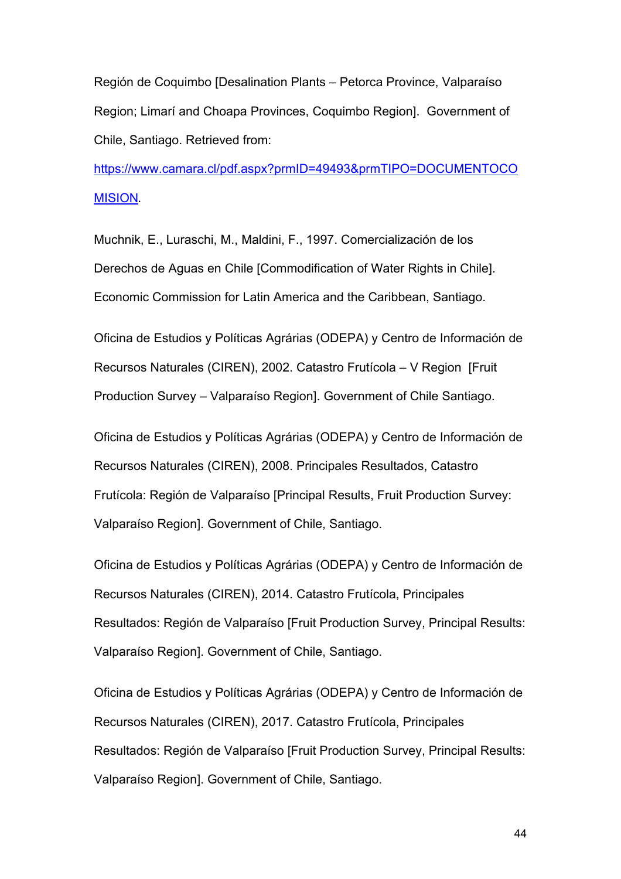Región de Coquimbo [Desalination Plants – Petorca Province, Valparaíso Region; Limarí and Choapa Provinces, Coquimbo Region]. Government of Chile, Santiago. Retrieved from: https://www.camara.cl/pdf.aspx?prmID=49493&prmTIPO=DOCUMENTOCOMISION.

Muchnik, E., Luraschi, M., Maldini, F., 1997. Comercialización de los Derechos de Aguas en Chile [Commodification of Water Rights in Chile]. Economic Commission for Latin America and the Caribbean, Santiago.

Oficina de Estudios y Políticas Agrárias (ODEPA) y Centro de Información de Recursos Naturales (CIREN), 2002. Catastro Frutícola – V Region [Fruit Production Survey – Valparaíso Region]. Government of Chile Santiago.

Oficina de Estudios y Políticas Agrárias (ODEPA) y Centro de Información de Recursos Naturales (CIREN), 2008. Principales Resultados, Catastro Frutícola: Región de Valparaíso [Principal Results, Fruit Production Survey: Valparaíso Region]. Government of Chile, Santiago.

Oficina de Estudios y Políticas Agrárias (ODEPA) y Centro de Información de Recursos Naturales (CIREN), 2014. Catastro Frutícola, Principales Resultados: Región de Valparaíso [Fruit Production Survey, Principal Results: Valparaíso Region]. Government of Chile, Santiago.

Oficina de Estudios y Políticas Agrárias (ODEPA) y Centro de Información de Recursos Naturales (CIREN), 2017. Catastro Frutícola, Principales Resultados: Región de Valparaíso [Fruit Production Survey, Principal Results: Valparaíso Region]. Government of Chile, Santiago.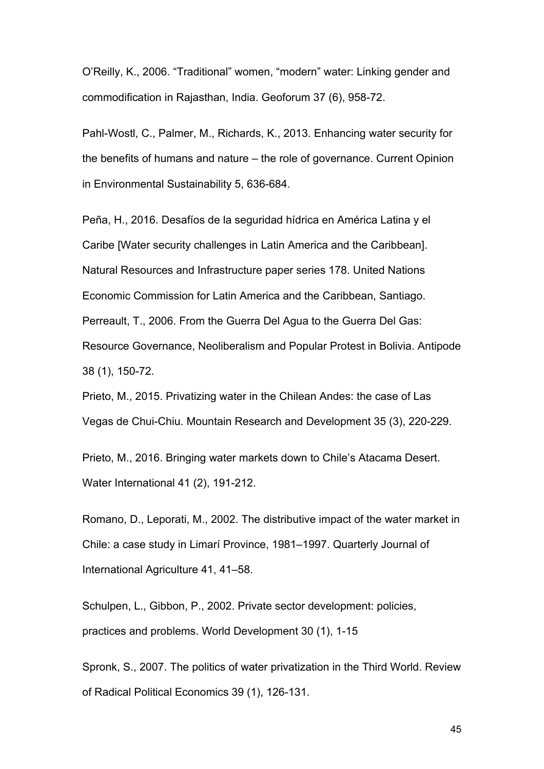O'Reilly, K., 2006. "Traditional" women, "modern" water: Linking gender and commodification in Rajasthan, India. Geoforum 37 (6), 958-72.

Pahl-Wostl, C., Palmer, M., Richards, K., 2013. Enhancing water security for the benefits of humans and nature – the role of governance. Current Opinion in Environmental Sustainability 5, 636-684.

Peña, H., 2016. Desafíos de la seguridad hídrica en América Latina y el Caribe [Water security challenges in Latin America and the Caribbean]. Natural Resources and Infrastructure paper series 178. United Nations Economic Commission for Latin America and the Caribbean, Santiago.

Perreault, T., 2006. From the Guerra Del Agua to the Guerra Del Gas: Resource Governance, Neoliberalism and Popular Protest in Bolivia. Antipode 38 (1), 150-72.

Prieto, M., 2015. Privatizing water in the Chilean Andes: the case of Las Vegas de Chui-Chiu. Mountain Research and Development 35 (3), 220-229.

Prieto, M., 2016. Bringing water markets down to Chile's Atacama Desert. Water International 41 (2), 191-212.

Romano, D., Leporati, M., 2002. The distributive impact of the water market in Chile: a case study in Limarí Province, 1981–1997. Quarterly Journal of International Agriculture 41, 41–58.

Schulpen, L., Gibbon, P., 2002. Private sector development: policies, practices and problems. World Development 30 (1), 1-15

Spronk, S., 2007. The politics of water privatization in the Third World. Review of Radical Political Economics 39 (1), 126-131.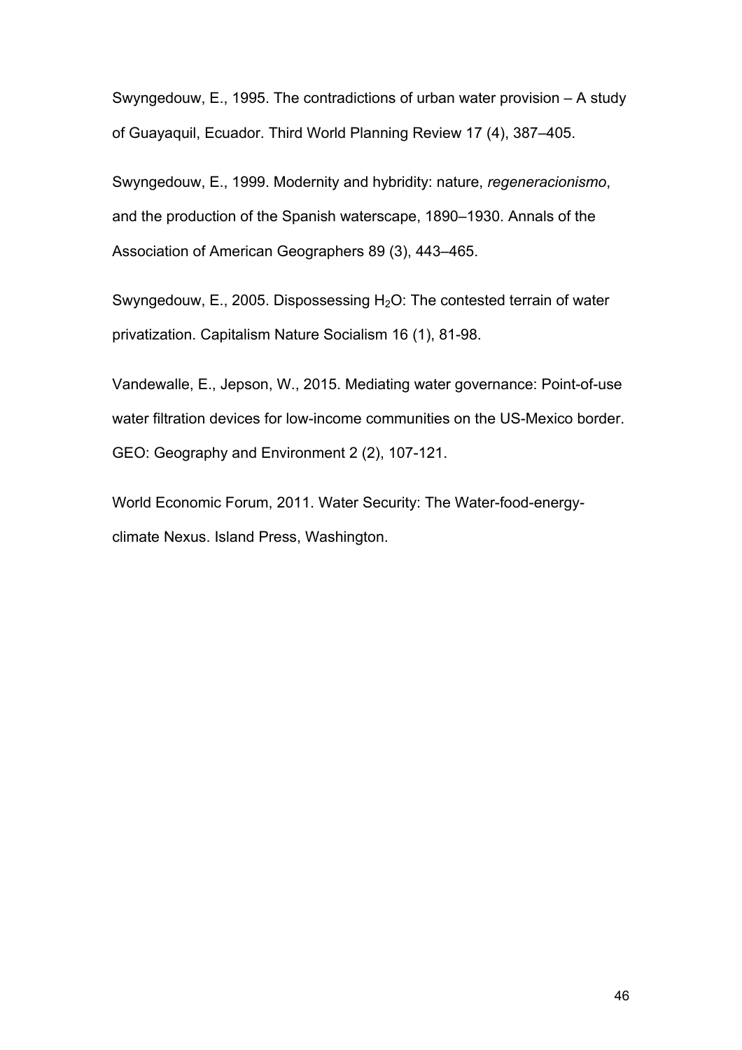Swyngedouw, E., 1995. The contradictions of urban water provision – A study of Guayaquil, Ecuador. Third World Planning Review 17 (4), 387–405.

Swyngedouw, E., 1999. Modernity and hybridity: nature, *regeneracionismo*, and the production of the Spanish waterscape, 1890–1930. Annals of the Association of American Geographers 89 (3), 443–465.

Swyngedouw, E., 2005. Dispossessing $H_2O$: The contested terrain of water privatization. Capitalism Nature Socialism 16 (1), 81-98.

Vandewalle, E., Jepson, W., 2015. Mediating water governance: Point-of-use water filtration devices for low-income communities on the US-Mexico border. GEO: Geography and Environment 2 (2), 107-121.

World Economic Forum, 2011. Water Security: The Water-food-energy-climate Nexus. Island Press, Washington.